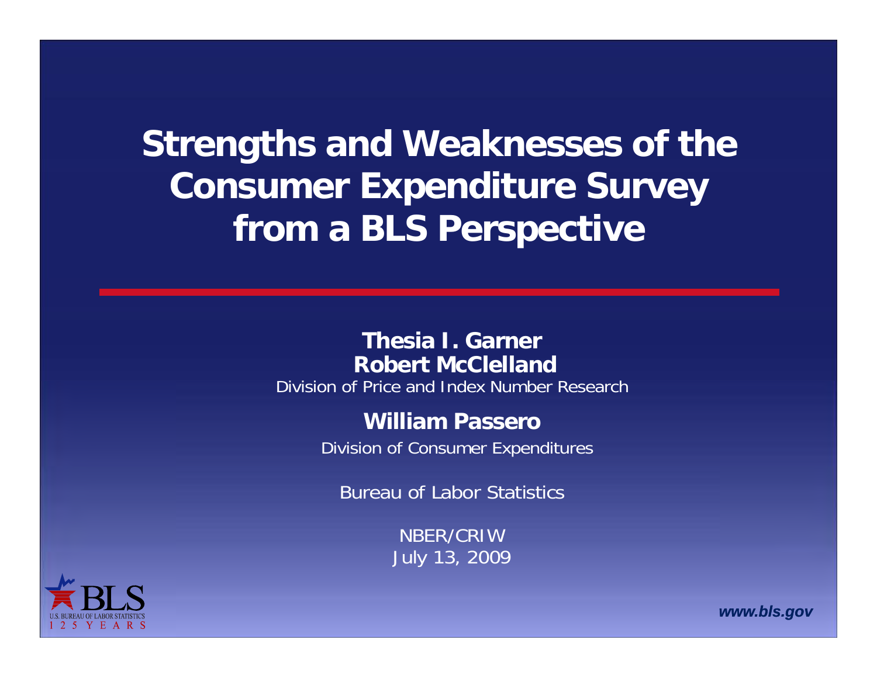# Strengths and Weaknesses of the Consumer Expenditure Survey from a BLS Perspective

**Thesia I. Garner**
**Robert McClelland**
Division of Price and Index Number Research

**William Passero**
Division of Consumer Expenditures

Bureau of Labor Statistics

NBER/CRIW
July 13, 2009

*www.bls.gov*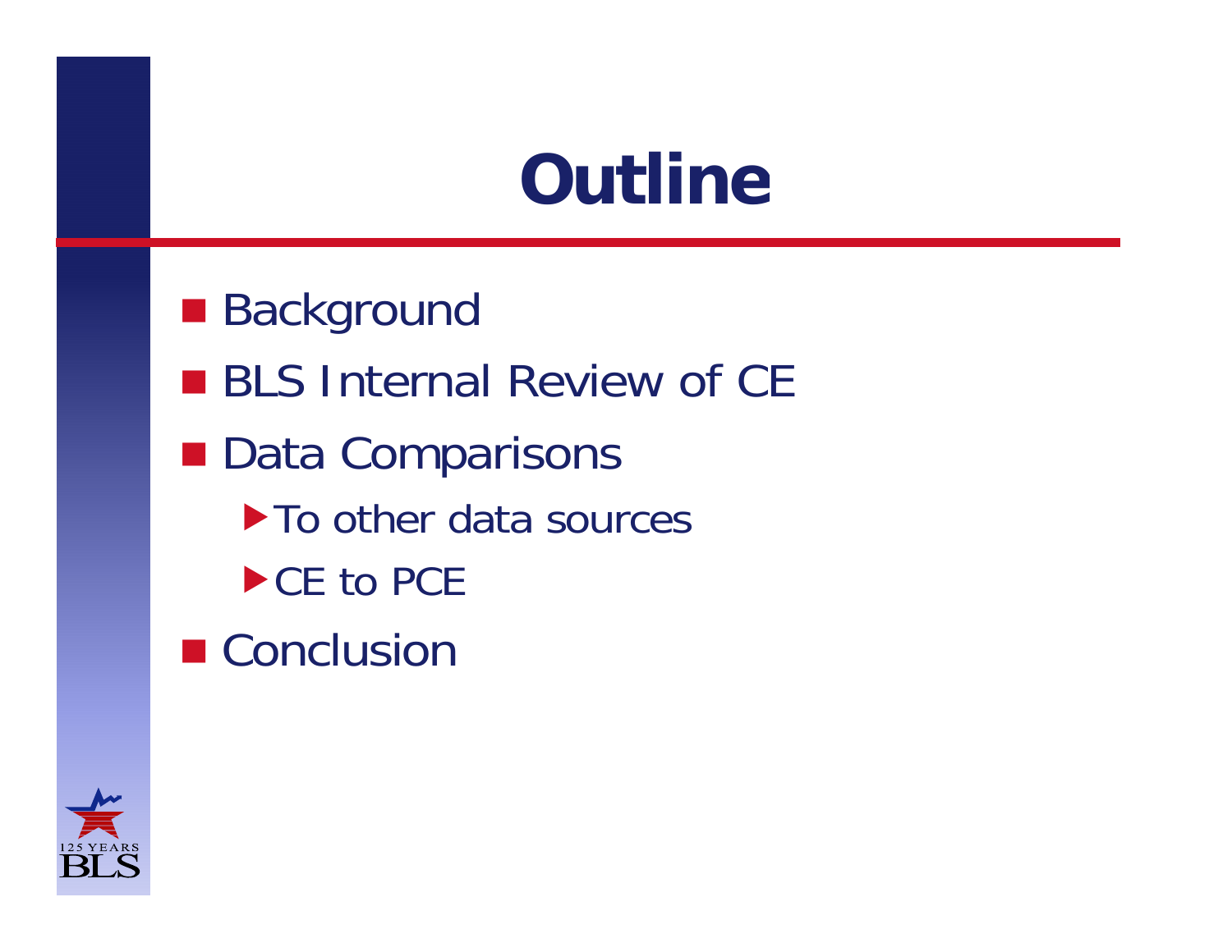# Outline

- Background
- BLS Internal Review of CE
- Data Comparisons
  - To other data sources
  - CE to PCE
- Conclusion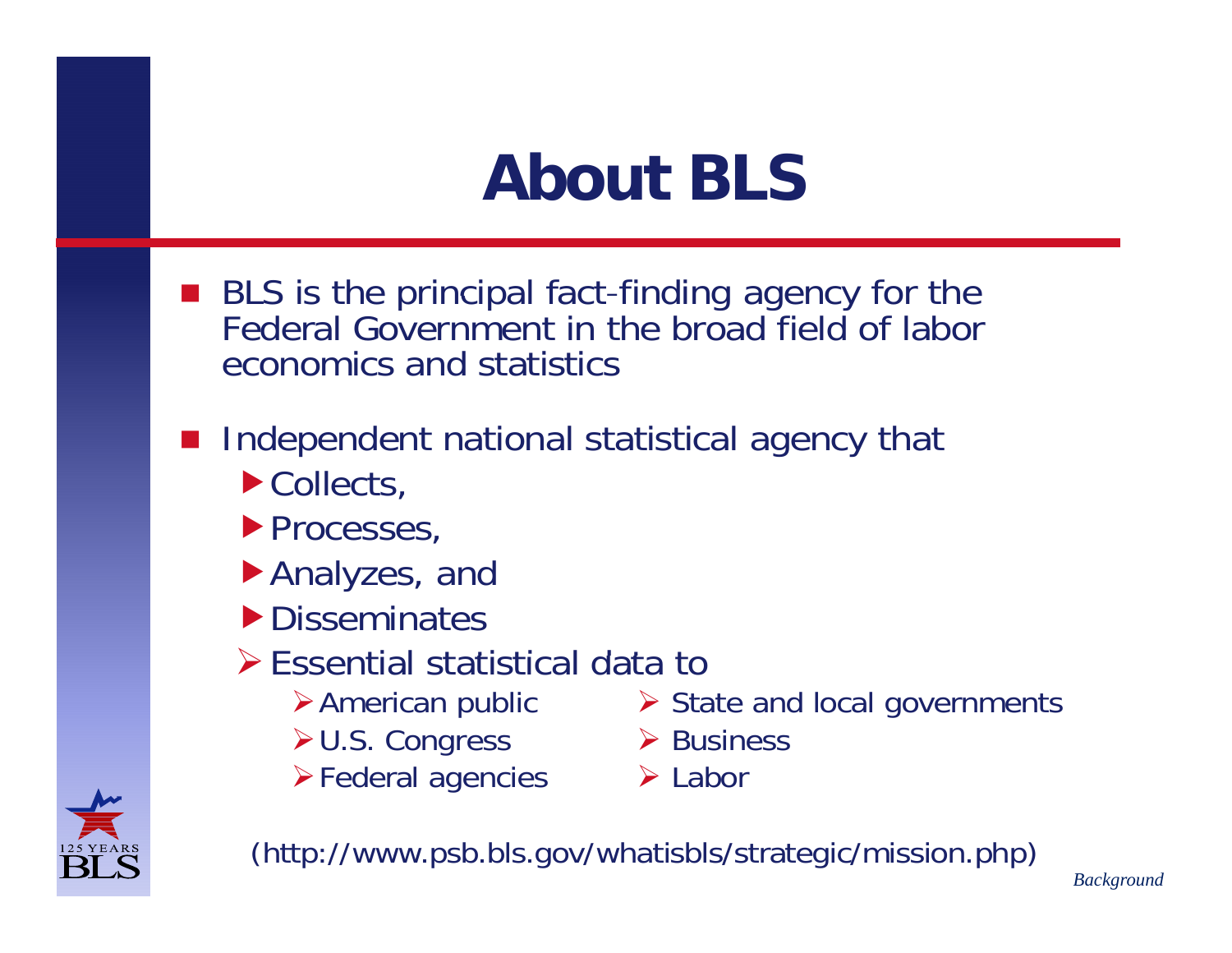# About BLS

- BLS is the principal fact-finding agency for the Federal Government in the broad field of labor economics and statistics

- Independent national statistical agency that
  - Collects,
  - Processes,
  - Analyzes, and
  - Disseminates
  - Essential statistical data to
    - American public
    - U.S. Congress
    - Federal agencies
    - State and local governments
    - Business
    - Labor

(http://www.psb.bls.gov/whatisbls/strategic/mission.php)

*Background*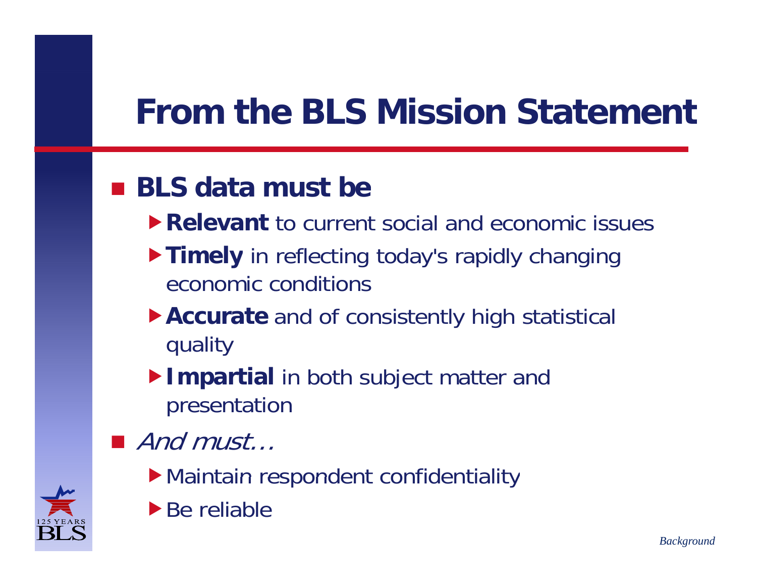# From the BLS Mission Statement

- **BLS data must be**
  - **Relevant** to current social and economic issues
  - **Timely** in reflecting today's rapidly changing economic conditions
  - **Accurate** and of consistently high statistical quality
  - **Impartial** in both subject matter and presentation
- *And must…*
  - Maintain respondent confidentiality
  - Be reliable

*Background*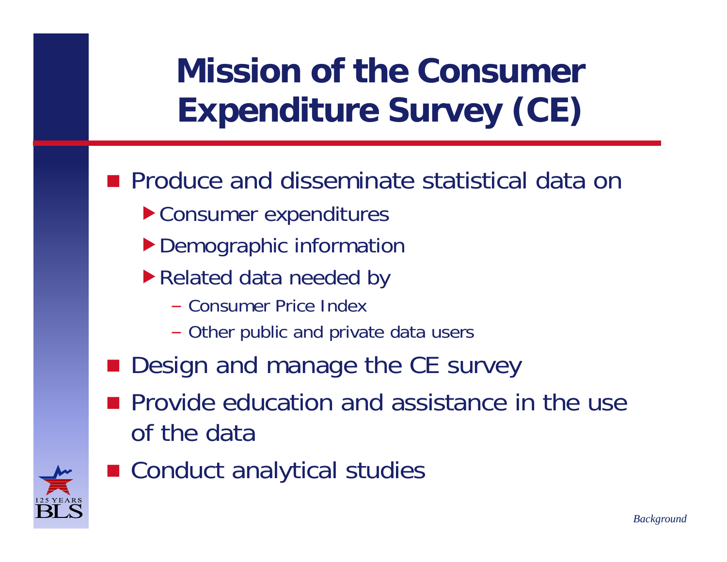# Mission of the Consumer Expenditure Survey (CE)

- Produce and disseminate statistical data on
  - Consumer expenditures
  - Demographic information
  - Related data needed by
    - Consumer Price Index
    - Other public and private data users
- Design and manage the CE survey
- Provide education and assistance in the use of the data
- Conduct analytical studies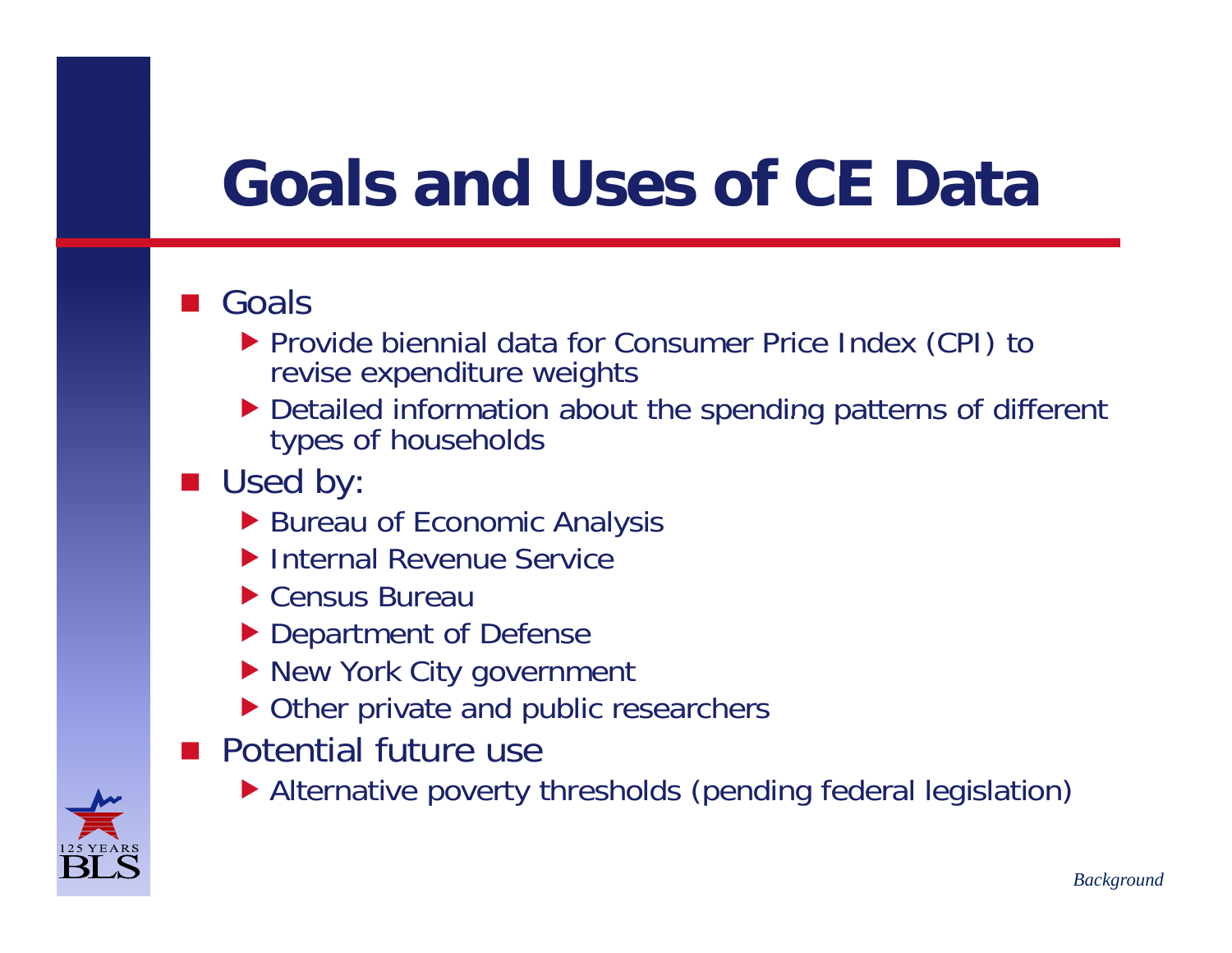# Goals and Uses of CE Data

- Goals
  - Provide biennial data for Consumer Price Index (CPI) to revise expenditure weights
  - Detailed information about the spending patterns of different types of households
- Used by:
  - Bureau of Economic Analysis
  - Internal Revenue Service
  - Census Bureau
  - Department of Defense
  - New York City government
  - Other private and public researchers
- Potential future use
  - Alternative poverty thresholds (pending federal legislation)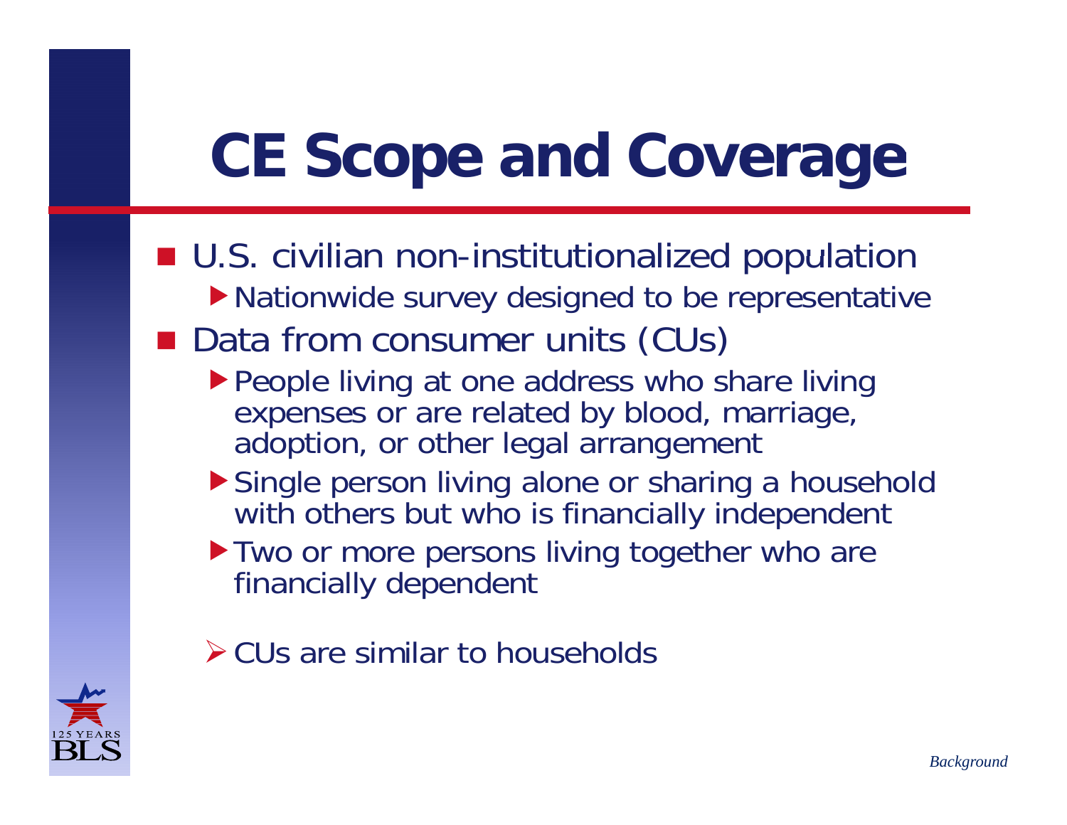# CE Scope and Coverage

- U.S. civilian non-institutionalized population
  - Nationwide survey designed to be representative
- Data from consumer units (CUs)
  - People living at one address who share living expenses or are related by blood, marriage, adoption, or other legal arrangement
  - Single person living alone or sharing a household with others but who is financially independent
  - Two or more persons living together who are financially dependent

- CUs are similar to households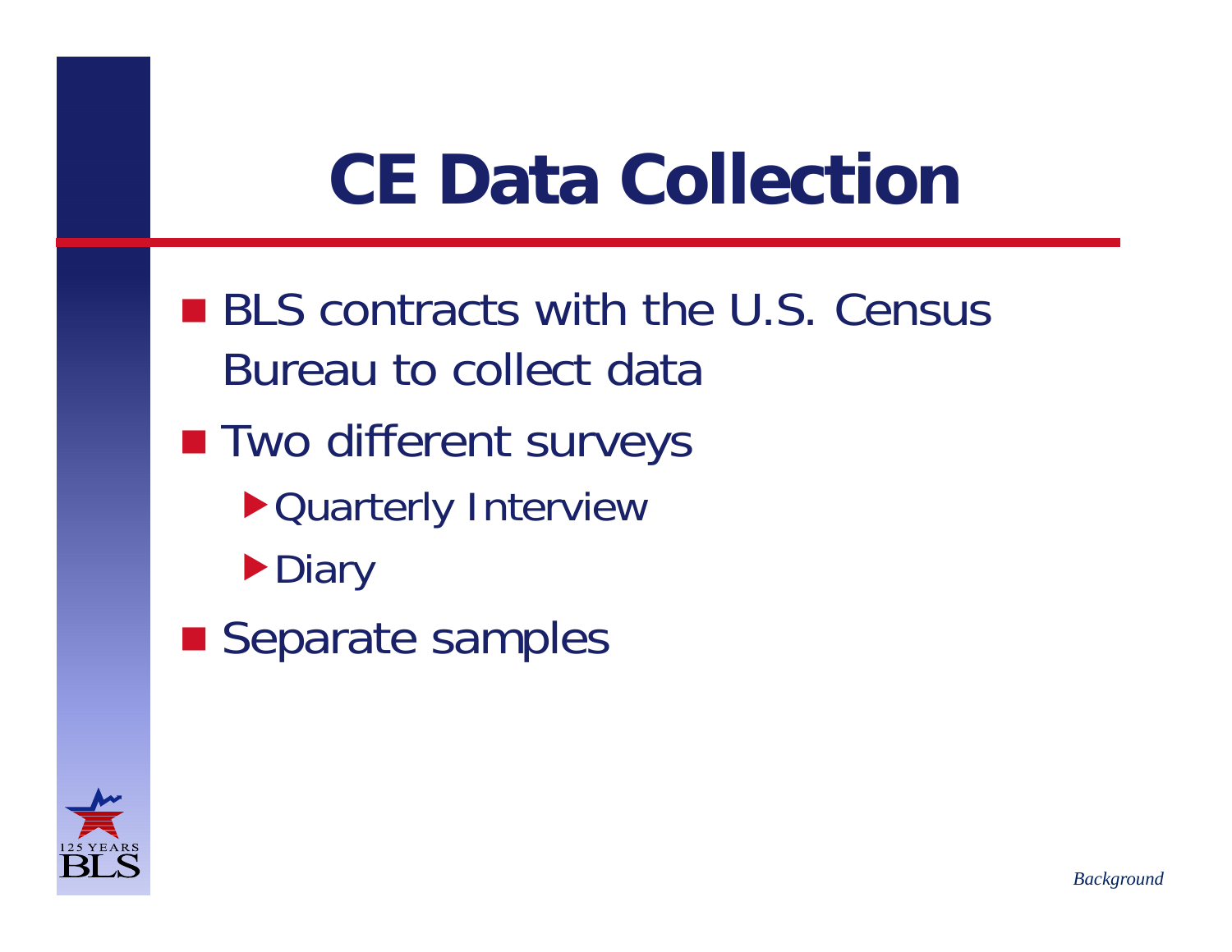# CE Data Collection

- BLS contracts with the U.S. Census Bureau to collect data
- Two different surveys
  - Quarterly Interview
  - Diary
- Separate samples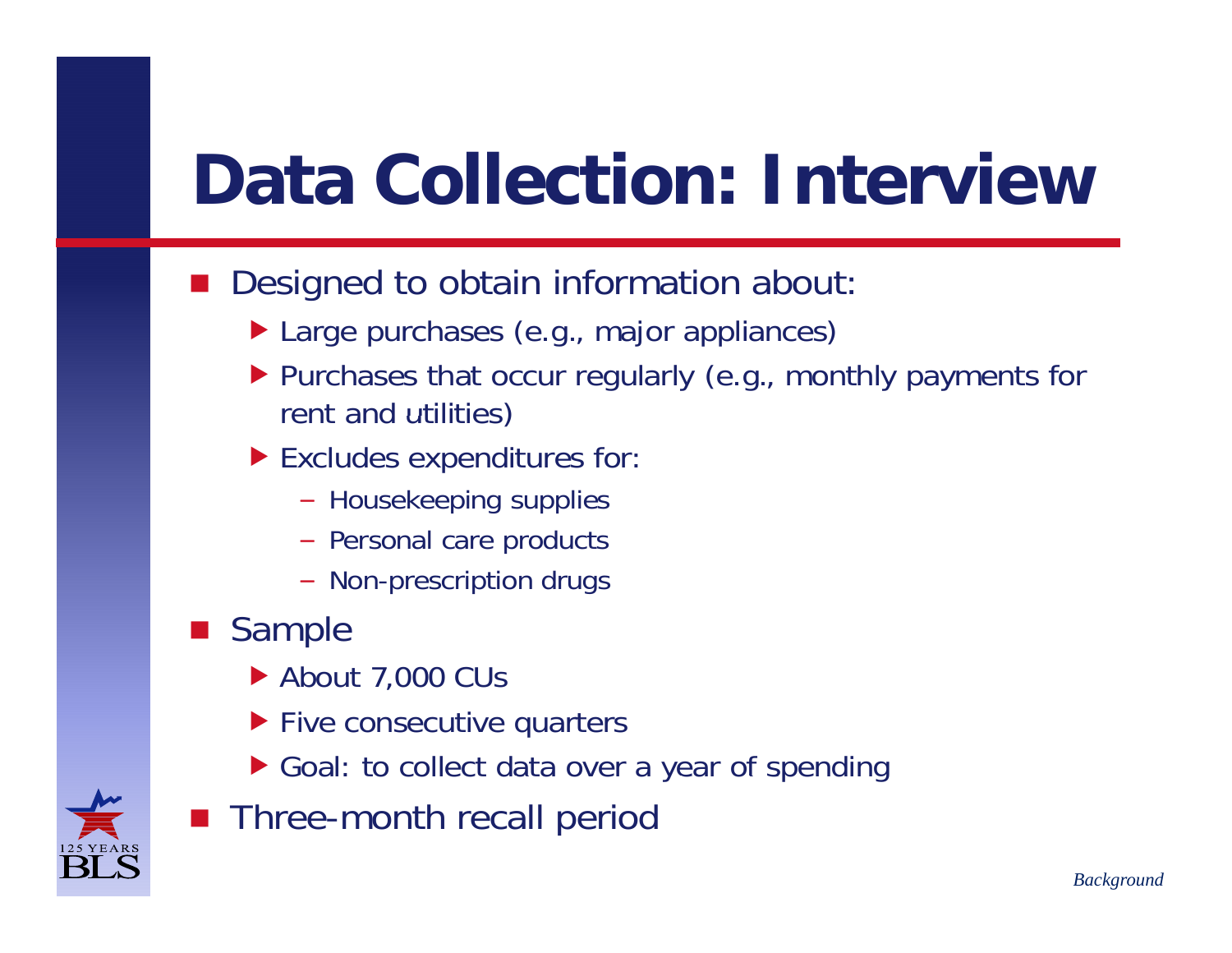# Data Collection: Interview

- Designed to obtain information about:
  - Large purchases (e.g., major appliances)
  - Purchases that occur regularly (e.g., monthly payments for rent and utilities)
  - Excludes expenditures for:
    - Housekeeping supplies
    - Personal care products
    - Non-prescription drugs
- Sample
  - About 7,000 CUs
  - Five consecutive quarters
  - Goal: to collect data over a year of spending
- Three-month recall period

*Background*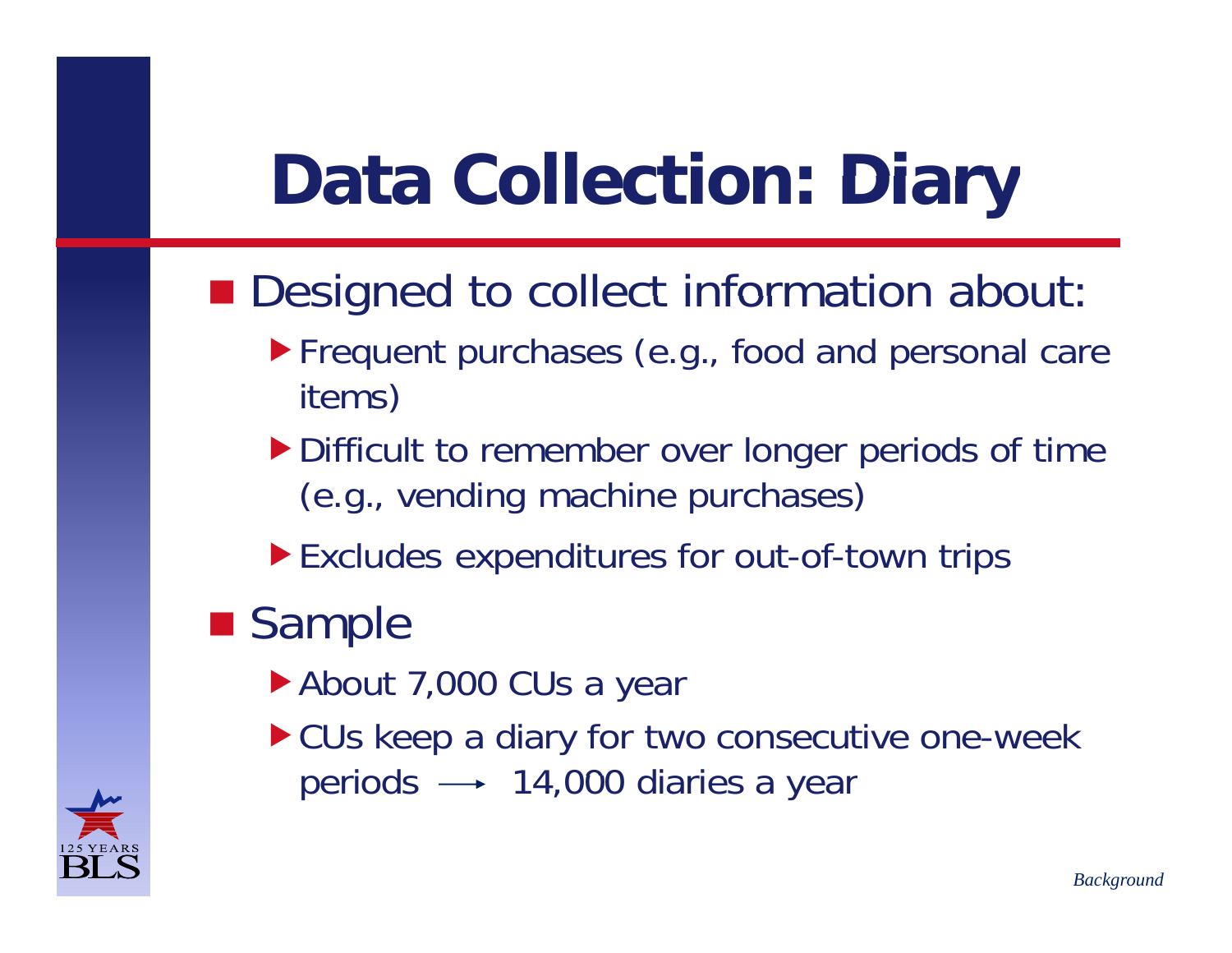# Data Collection: Diary

- Designed to collect information about:
  - Frequent purchases (e.g., food and personal care items)
  - Difficult to remember over longer periods of time (e.g., vending machine purchases)
  - Excludes expenditures for out-of-town trips
- Sample
  - About 7,000 CUs a year
  - CUs keep a diary for two consecutive one-week periods ⟶ 14,000 diaries a year

*Background*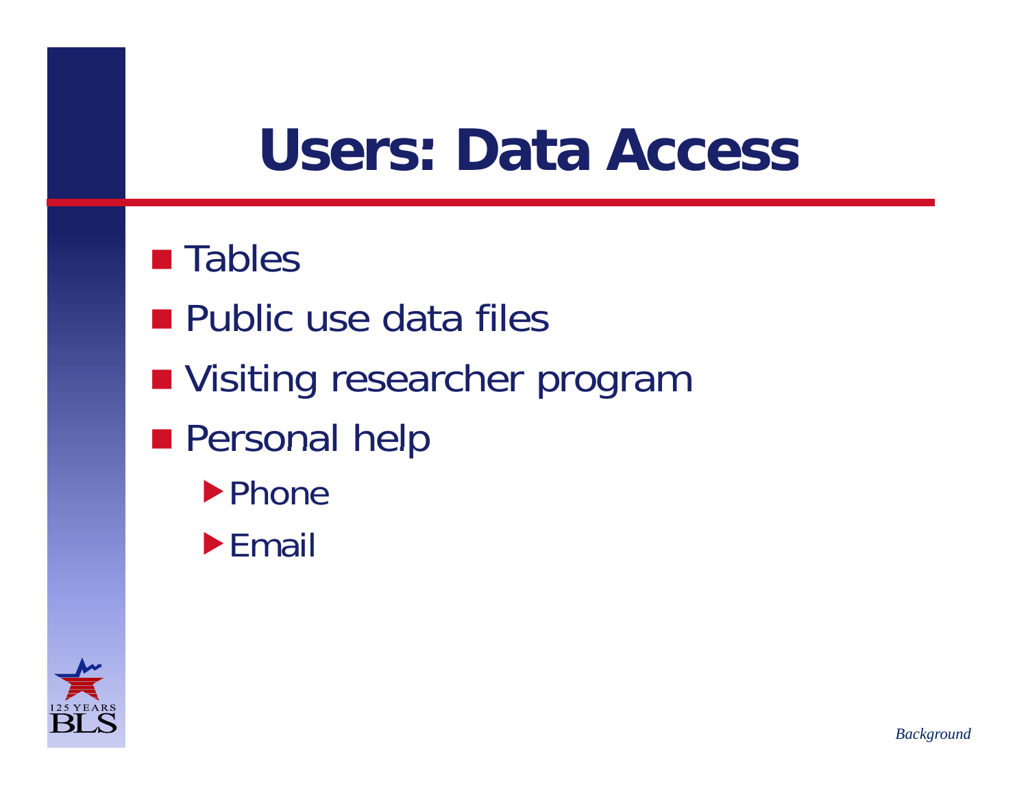# Users: Data Access

- Tables
- Public use data files
- Visiting researcher program
- Personal help
  - Phone
  - Email

*Background*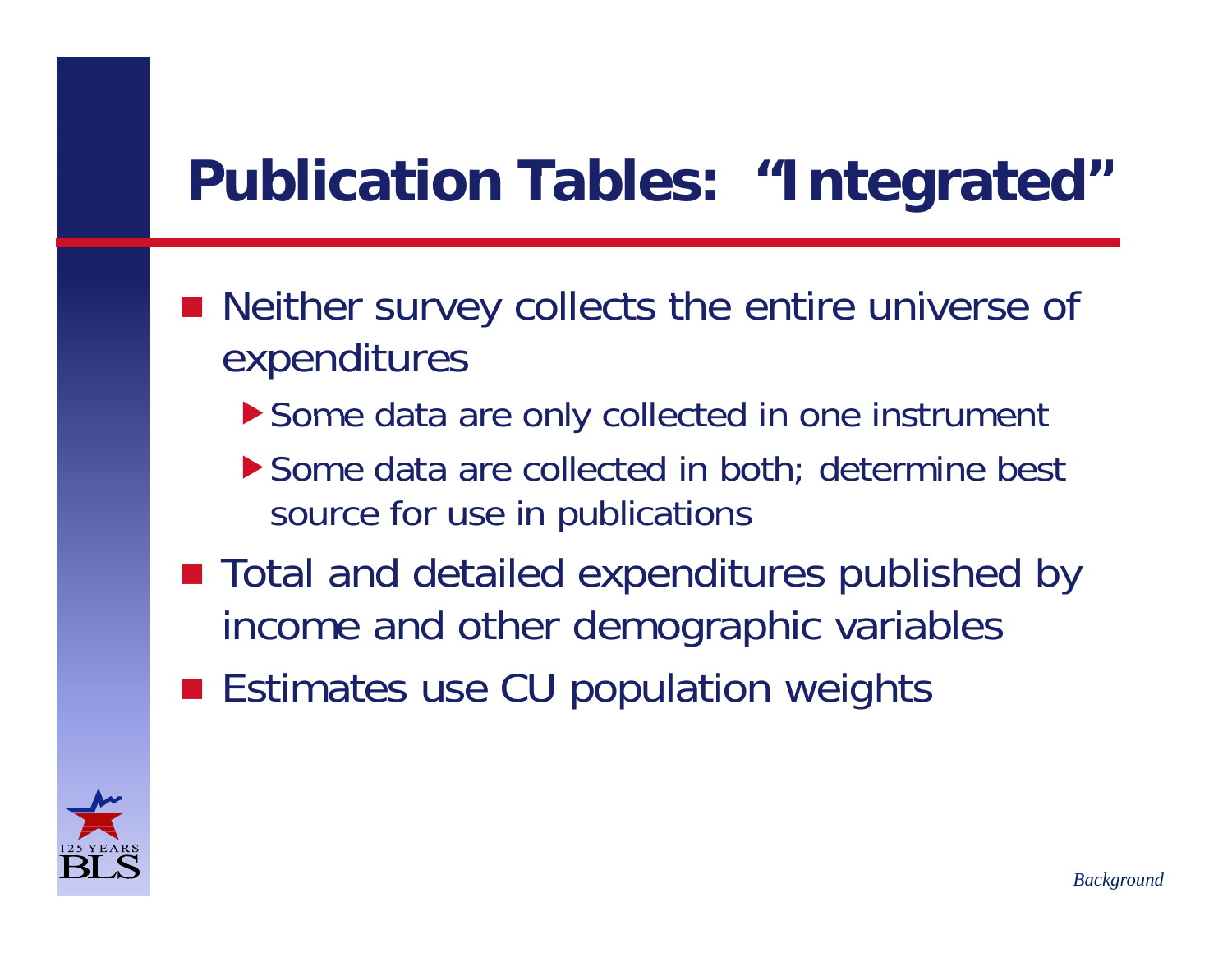# Publication Tables: "Integrated"

- Neither survey collects the entire universe of expenditures
  - Some data are only collected in one instrument
  - Some data are collected in both; determine best source for use in publications
- Total and detailed expenditures published by income and other demographic variables
- Estimates use CU population weights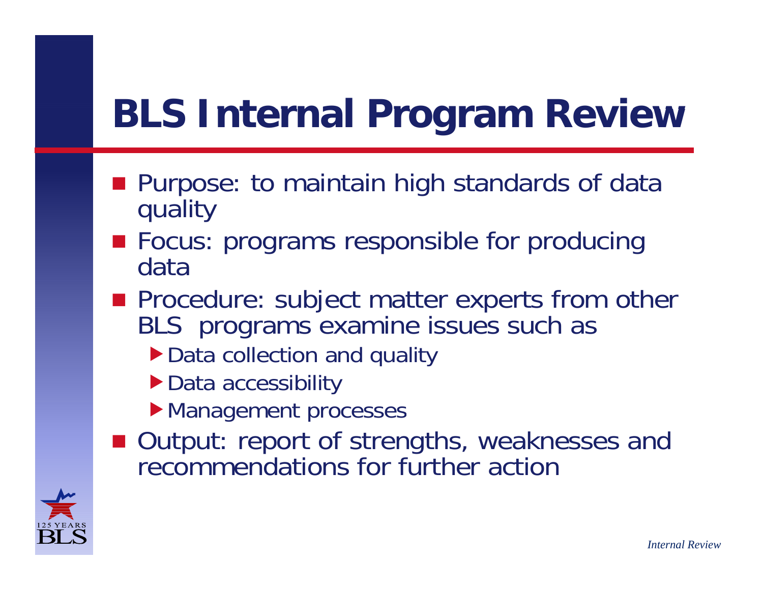# BLS Internal Program Review

- Purpose: to maintain high standards of data quality
- Focus: programs responsible for producing data
- Procedure: subject matter experts from other BLS programs examine issues such as
  - Data collection and quality
  - Data accessibility
  - Management processes
- Output: report of strengths, weaknesses and recommendations for further action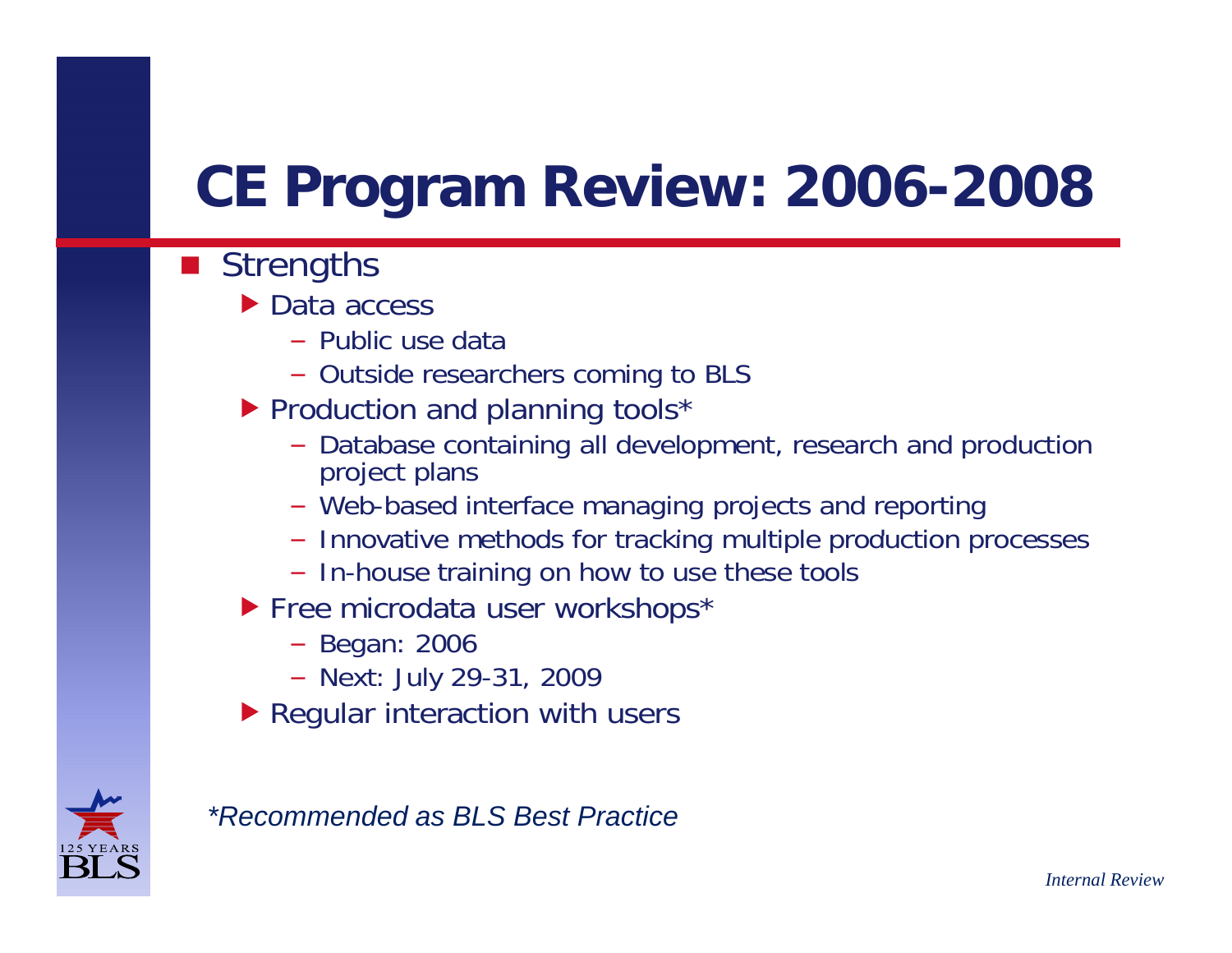# CE Program Review: 2006-2008

- Strengths
  - Data access
    - Public use data
    - Outside researchers coming to BLS
  - Production and planning tools*
    - Database containing all development, research and production project plans
    - Web-based interface managing projects and reporting
    - Innovative methods for tracking multiple production processes
    - In-house training on how to use these tools
  - Free microdata user workshops*
    - Began: 2006
    - Next: July 29-31, 2009
  - Regular interaction with users

*\*Recommended as BLS Best Practice*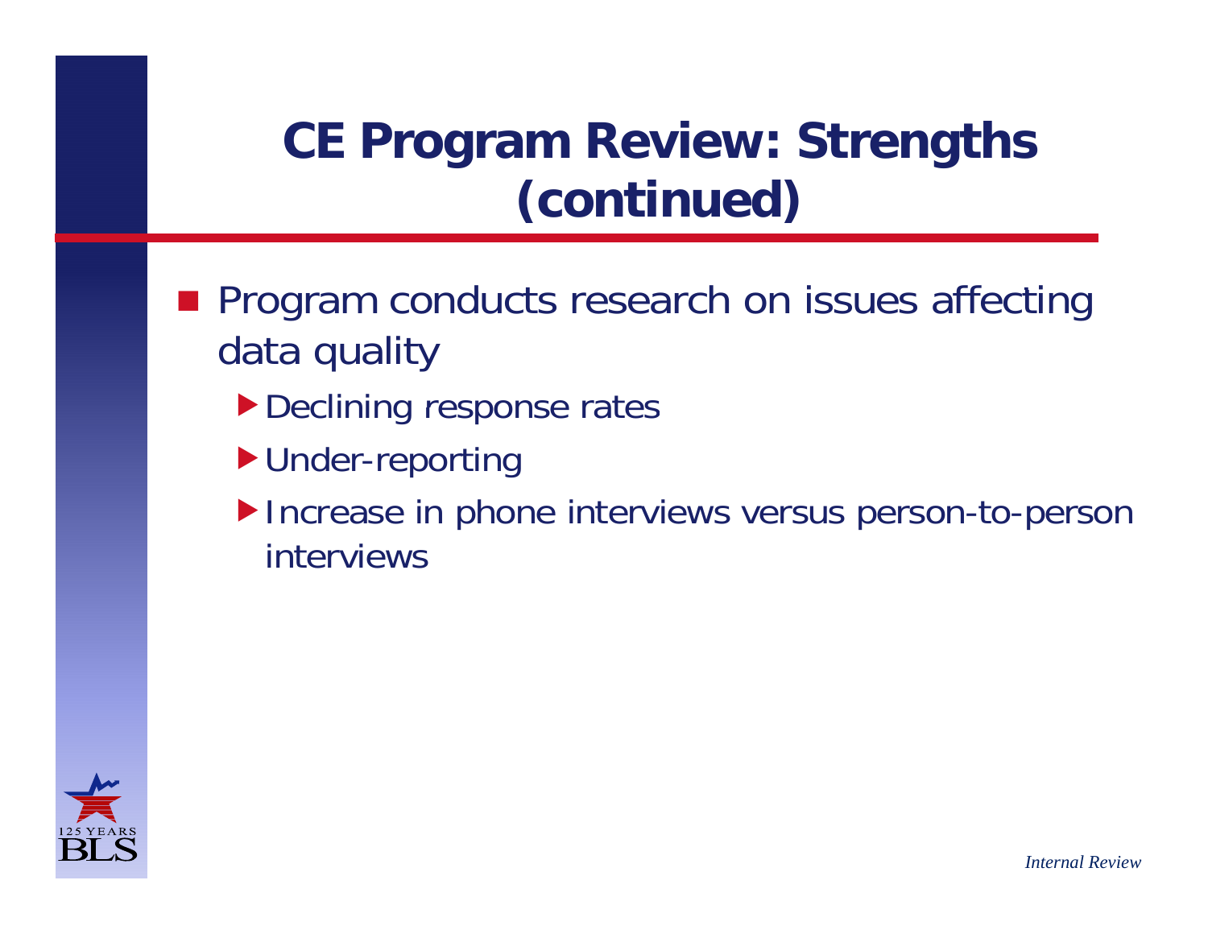# CE Program Review: Strengths (continued)

- Program conducts research on issues affecting data quality
  - Declining response rates
  - Under-reporting
  - Increase in phone interviews versus person-to-person interviews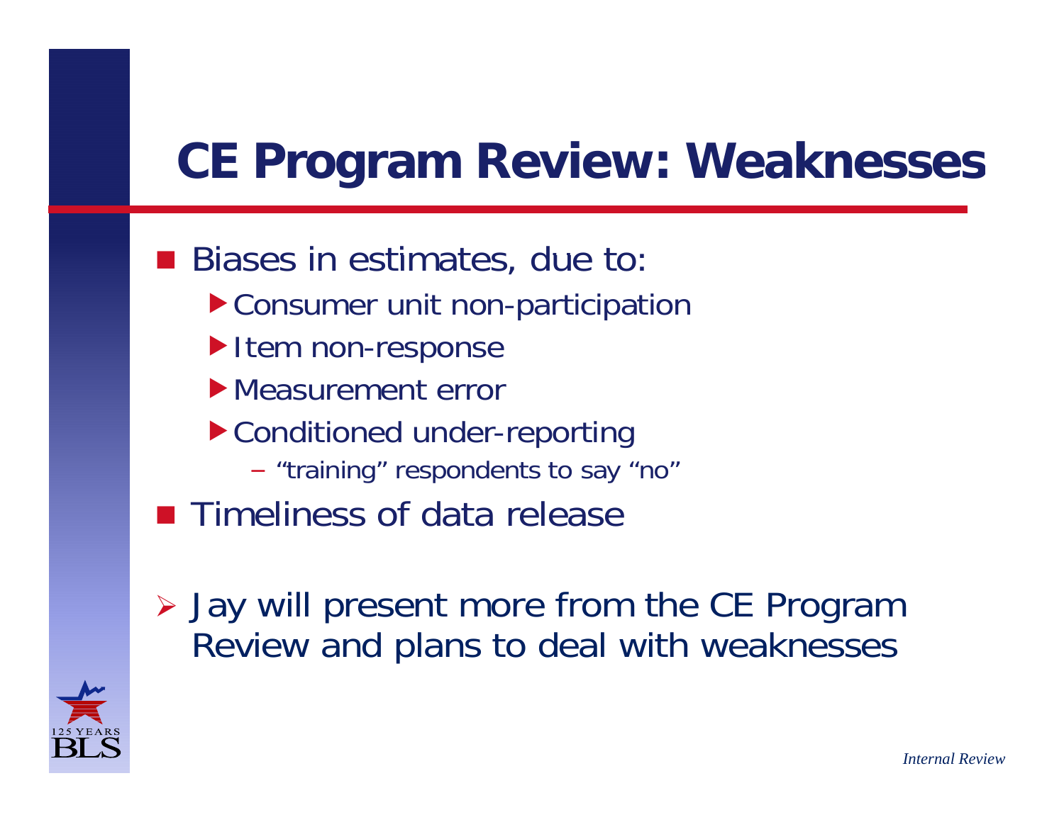# CE Program Review: Weaknesses

- Biases in estimates, due to:
  - Consumer unit non-participation
  - Item non-response
  - Measurement error
  - Conditioned under-reporting
    - "training" respondents to say "no"
- Timeliness of data release

- Jay will present more from the CE Program Review and plans to deal with weaknesses

*Internal Review*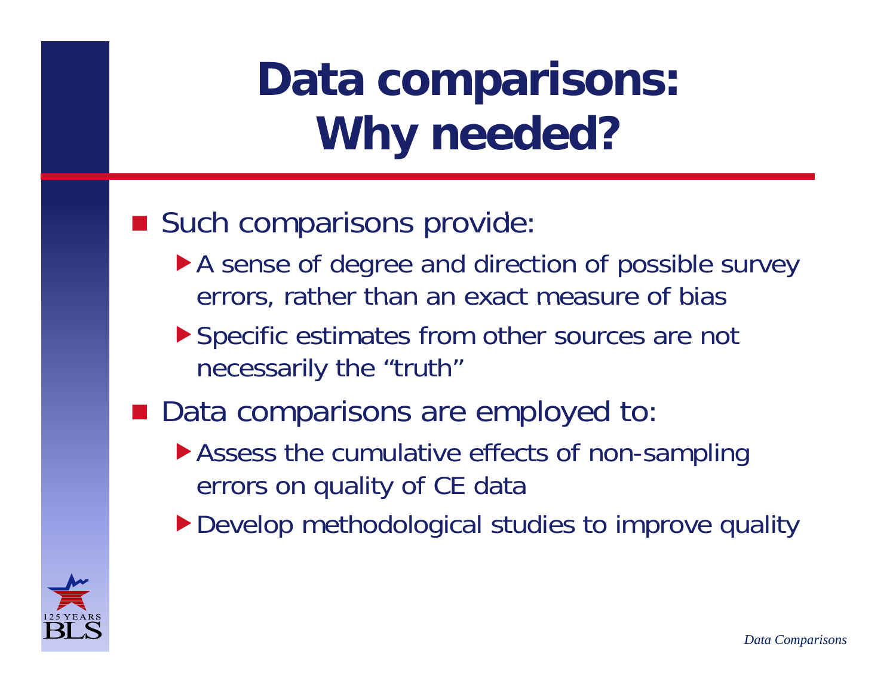# Data comparisons: Why needed?

- Such comparisons provide:
  - A sense of degree and direction of possible survey errors, rather than an exact measure of bias
  - Specific estimates from other sources are not necessarily the "truth"
- Data comparisons are employed to:
  - Assess the cumulative effects of non-sampling errors on quality of CE data
  - Develop methodological studies to improve quality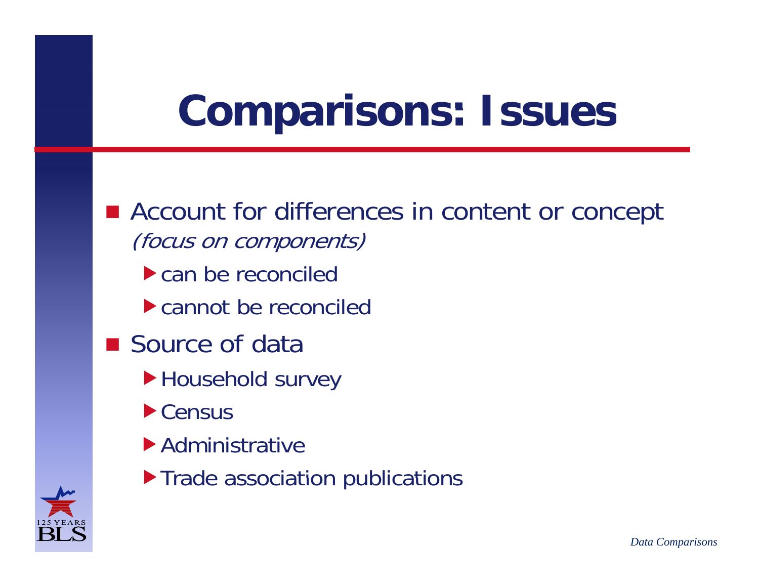# Comparisons: Issues

- Account for differences in content or concept *(focus on components)*
  - can be reconciled
  - cannot be reconciled
- Source of data
  - Household survey
  - Census
  - Administrative
  - Trade association publications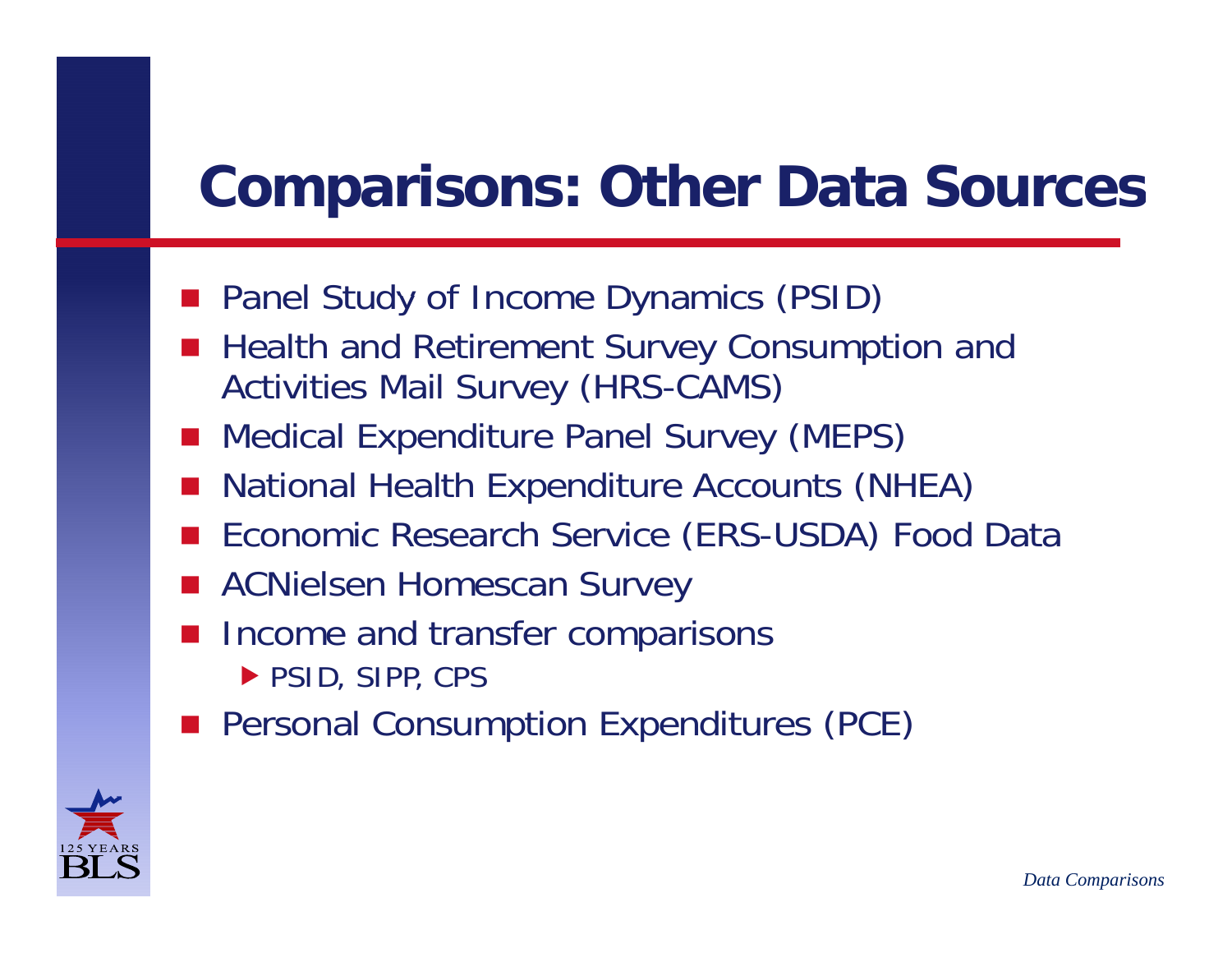# Comparisons: Other Data Sources

- Panel Study of Income Dynamics (PSID)
- Health and Retirement Survey Consumption and Activities Mail Survey (HRS-CAMS)
- Medical Expenditure Panel Survey (MEPS)
- National Health Expenditure Accounts (NHEA)
- Economic Research Service (ERS-USDA) Food Data
- ACNielsen Homescan Survey
- Income and transfer comparisons
  - PSID, SIPP, CPS
- Personal Consumption Expenditures (PCE)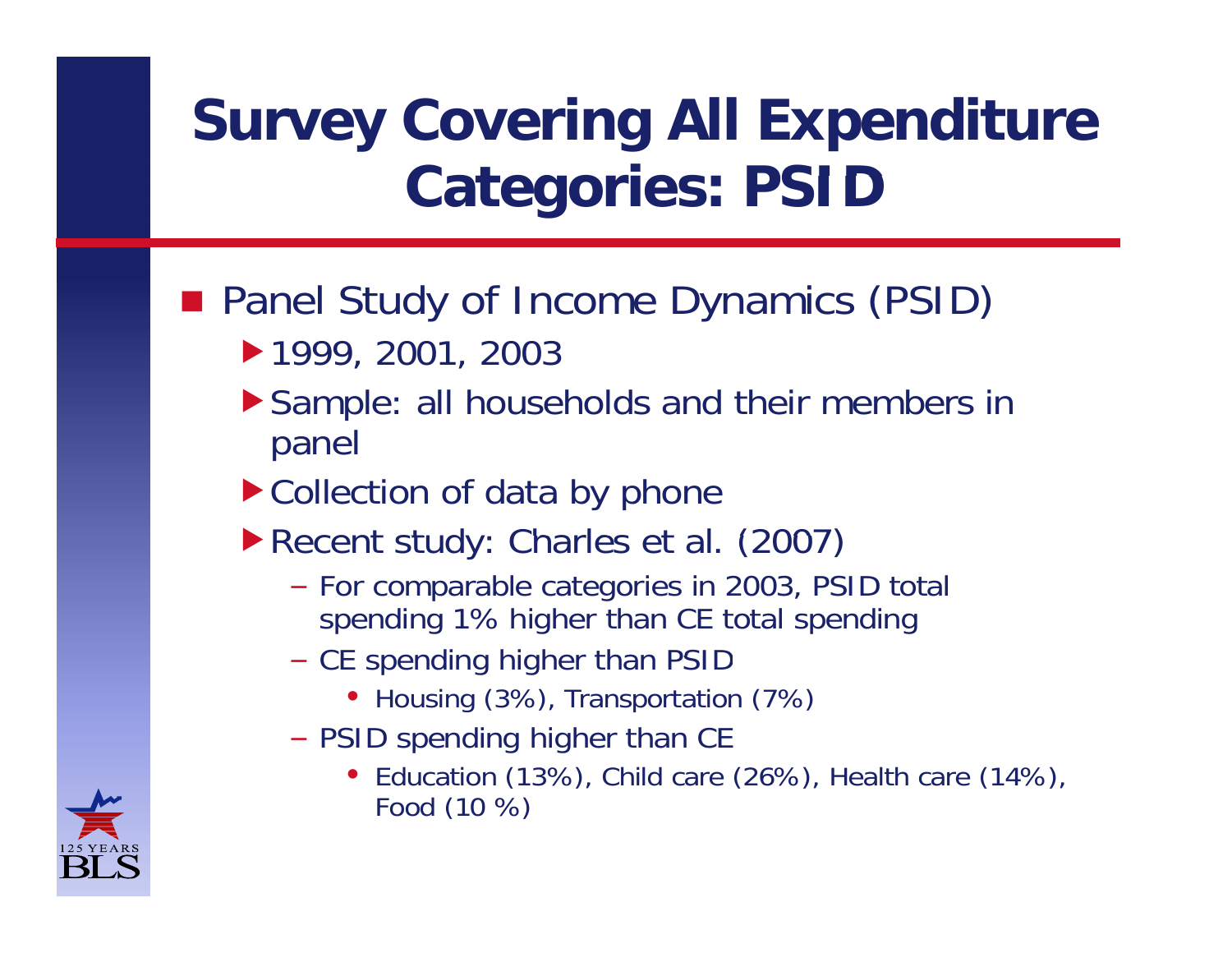# Survey Covering All Expenditure Categories: PSID

- Panel Study of Income Dynamics (PSID)
  - 1999, 2001, 2003
  - Sample: all households and their members in panel
  - Collection of data by phone
  - Recent study: Charles et al. (2007)
    - For comparable categories in 2003, PSID total spending 1% higher than CE total spending
    - CE spending higher than PSID
      - Housing (3%), Transportation (7%)
    - PSID spending higher than CE
      - Education (13%), Child care (26%), Health care (14%), Food (10 %)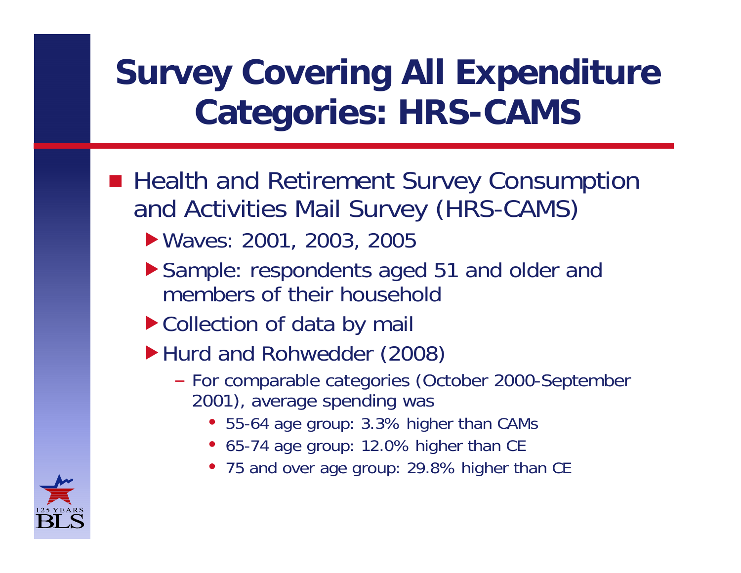# Survey Covering All Expenditure Categories: HRS-CAMS

- Health and Retirement Survey Consumption and Activities Mail Survey (HRS-CAMS)
  - Waves: 2001, 2003, 2005
  - Sample: respondents aged 51 and older and members of their household
  - Collection of data by mail
  - Hurd and Rohwedder (2008)
    - For comparable categories (October 2000-September 2001), average spending was
      - 55-64 age group: 3.3% higher than CAMs
      - 65-74 age group: 12.0% higher than CE
      - 75 and over age group: 29.8% higher than CE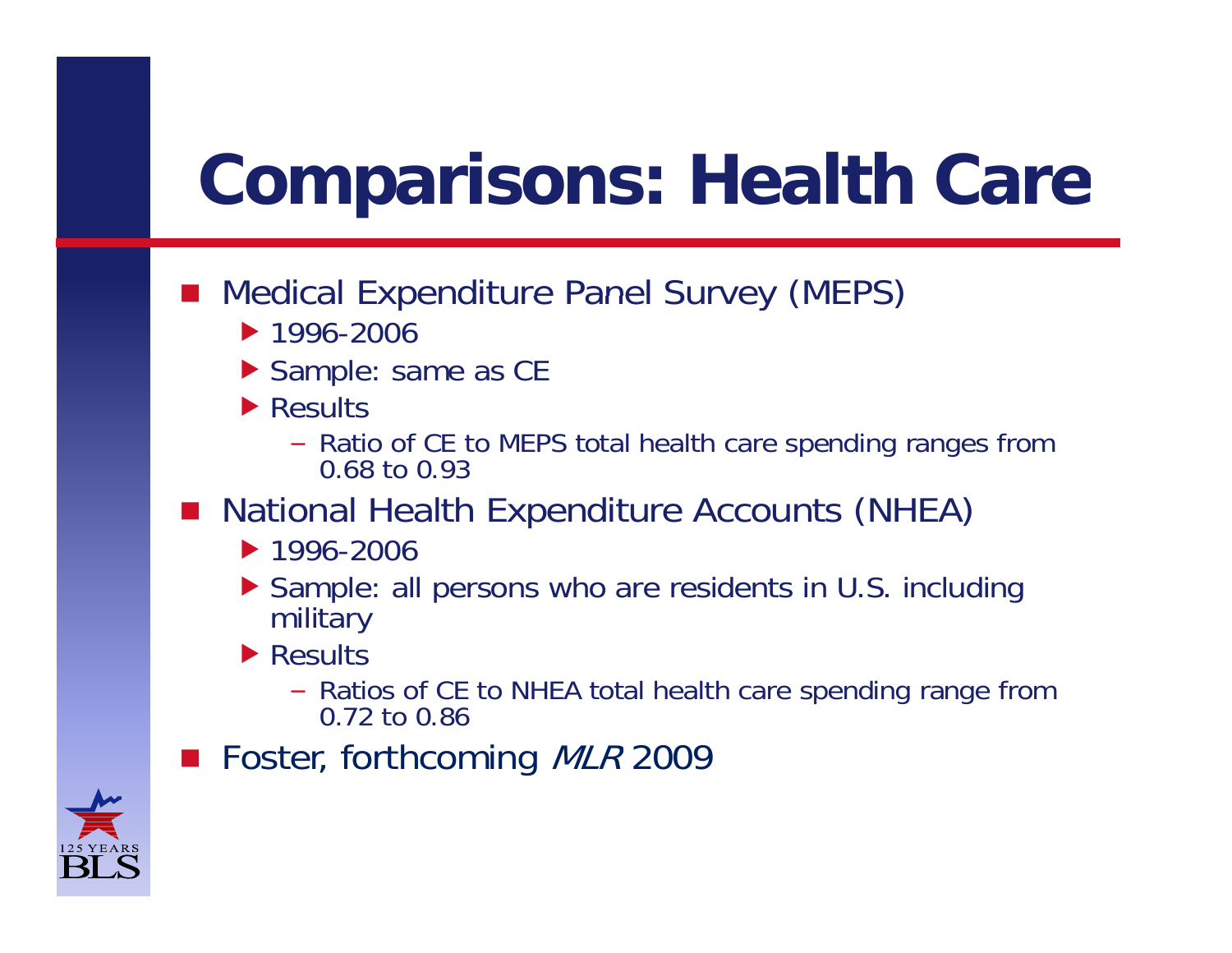# Comparisons: Health Care

- Medical Expenditure Panel Survey (MEPS)
  - 1996-2006
  - Sample: same as CE
  - Results
    - Ratio of CE to MEPS total health care spending ranges from 0.68 to 0.93
- National Health Expenditure Accounts (NHEA)
  - 1996-2006
  - Sample: all persons who are residents in U.S. including military
  - Results
    - Ratios of CE to NHEA total health care spending range from 0.72 to 0.86
- Foster, forthcoming *MLR* 2009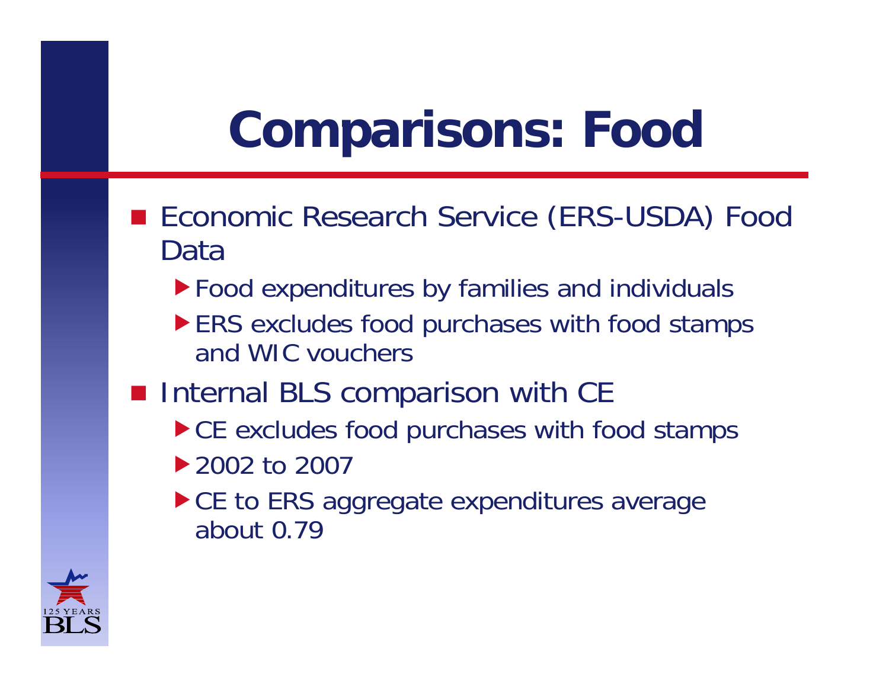# Comparisons: Food

- Economic Research Service (ERS-USDA) Food Data
  - Food expenditures by families and individuals
  - ERS excludes food purchases with food stamps and WIC vouchers
- Internal BLS comparison with CE
  - CE excludes food purchases with food stamps
  - 2002 to 2007
  - CE to ERS aggregate expenditures average about 0.79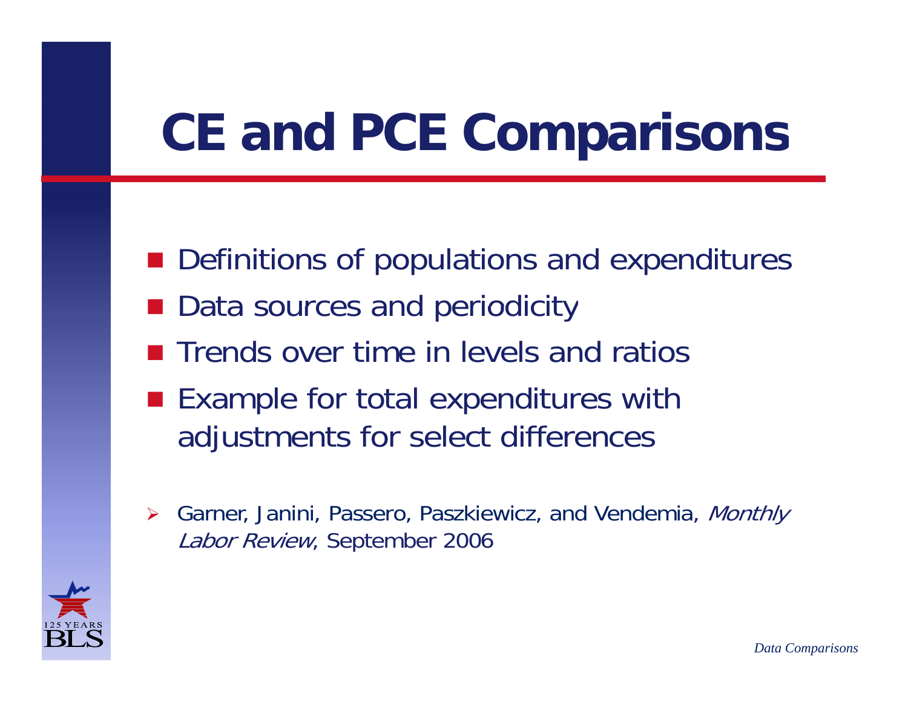# CE and PCE Comparisons

- Definitions of populations and expenditures
- Data sources and periodicity
- Trends over time in levels and ratios
- Example for total expenditures with adjustments for select differences

- Garner, Janini, Passero, Paszkiewicz, and Vendemia, *Monthly Labor Review*, September 2006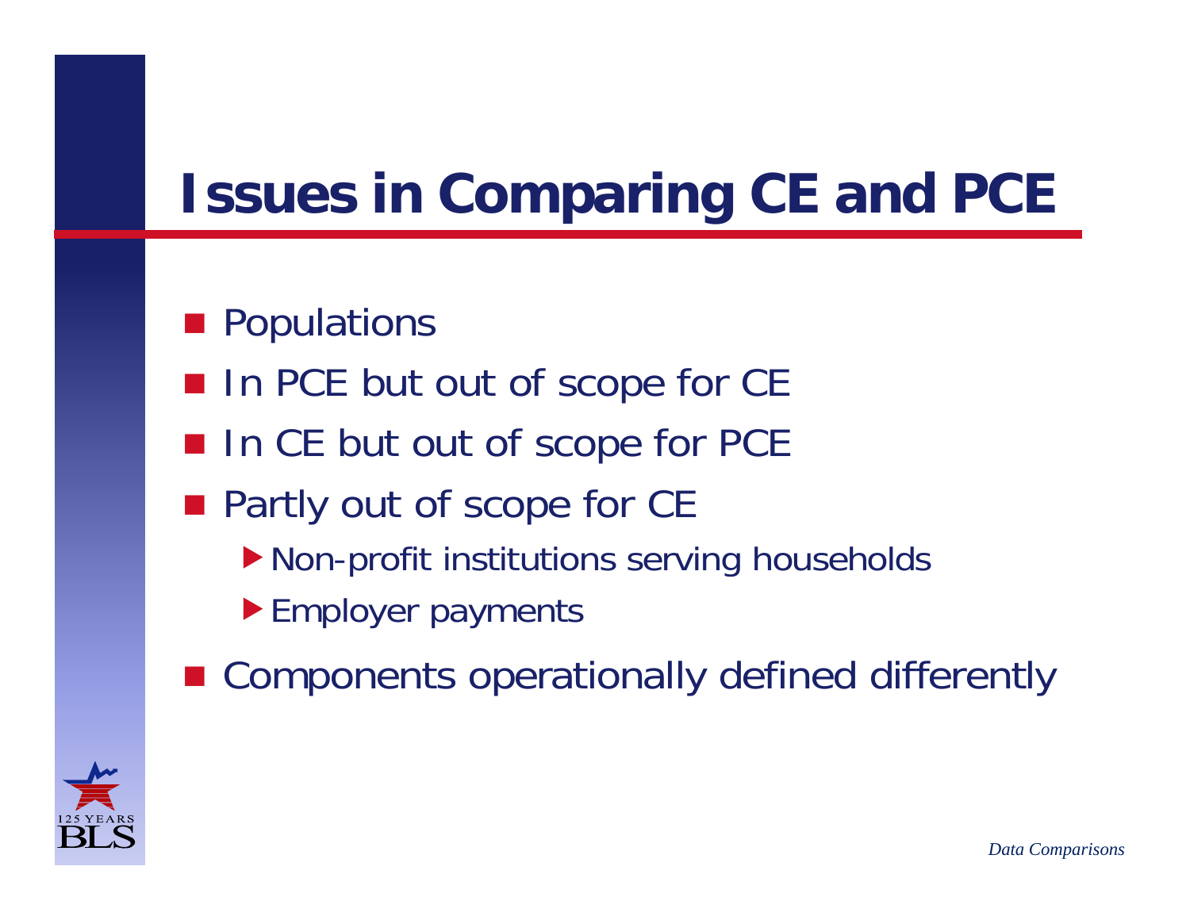# Issues in Comparing CE and PCE

- Populations
- In PCE but out of scope for CE
- In CE but out of scope for PCE
- Partly out of scope for CE
  - Non-profit institutions serving households
  - Employer payments
- Components operationally defined differently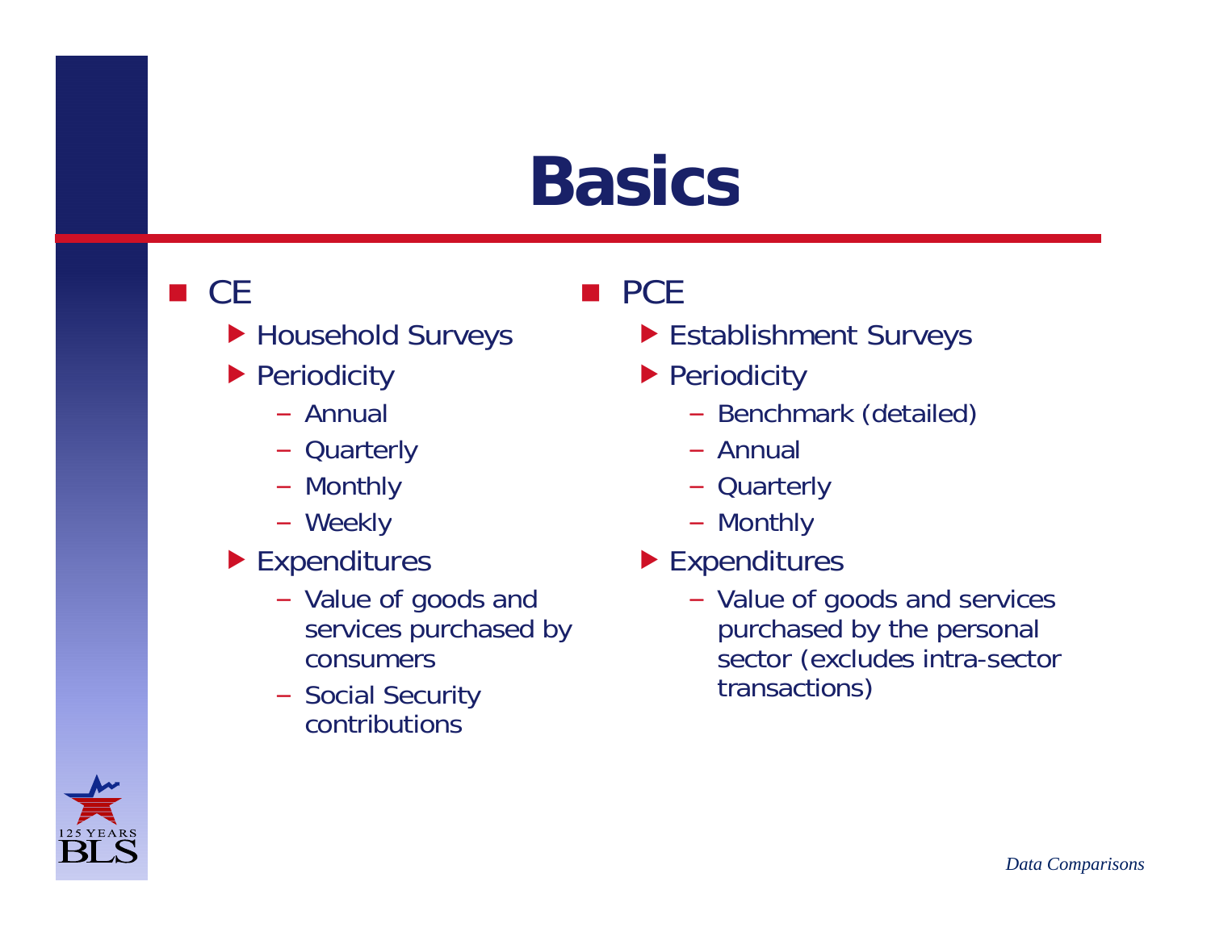# Basics

- CE
  - Household Surveys
  - Periodicity
    - Annual
    - Quarterly
    - Monthly
    - Weekly
  - Expenditures
    - Value of goods and services purchased by consumers
    - Social Security contributions

- PCE
  - Establishment Surveys
  - Periodicity
    - Benchmark (detailed)
    - Annual
    - Quarterly
    - Monthly
  - Expenditures
    - Value of goods and services purchased by the personal sector (excludes intra-sector transactions)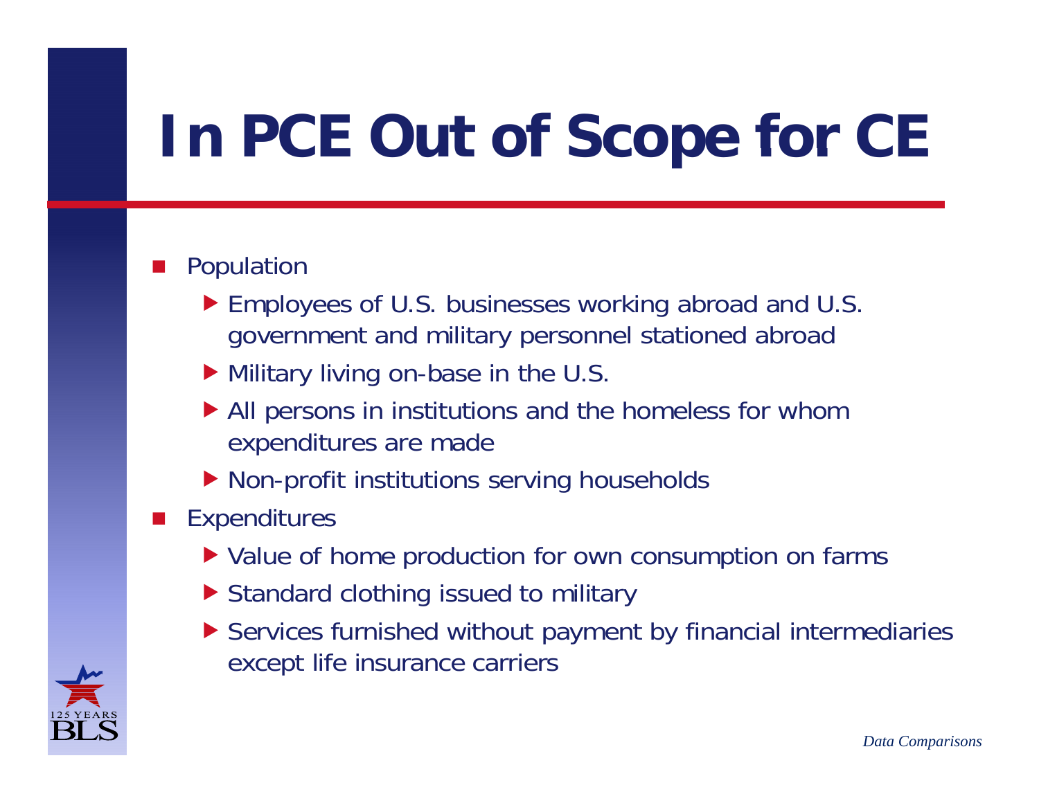# In PCE Out of Scope for CE

- Population
  - Employees of U.S. businesses working abroad and U.S. government and military personnel stationed abroad
  - Military living on-base in the U.S.
  - All persons in institutions and the homeless for whom expenditures are made
  - Non-profit institutions serving households
- Expenditures
  - Value of home production for own consumption on farms
  - Standard clothing issued to military
  - Services furnished without payment by financial intermediaries except life insurance carriers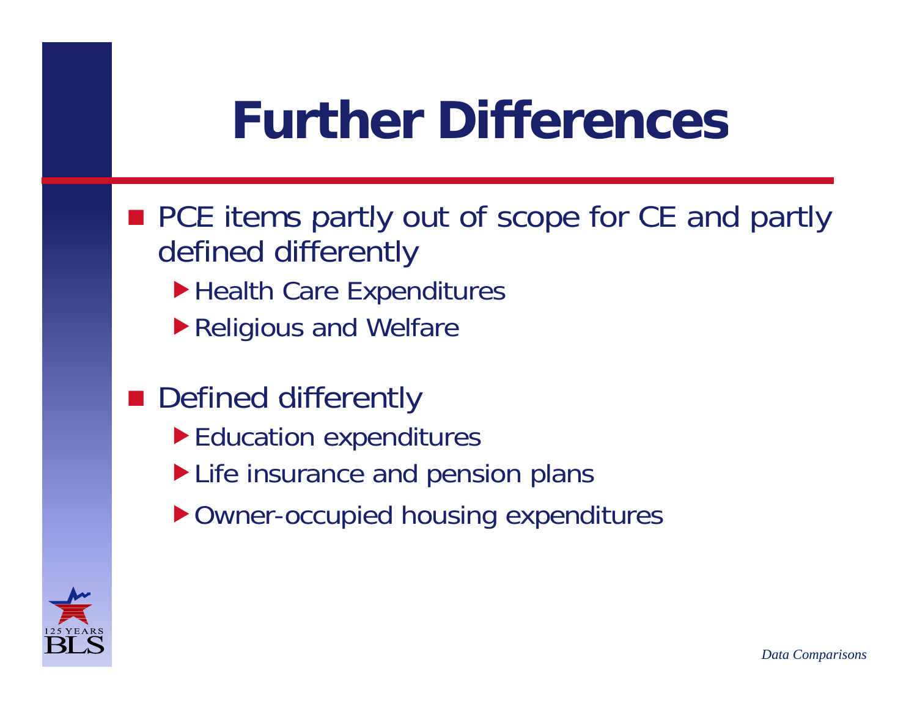# Further Differences

- PCE items partly out of scope for CE and partly defined differently
  - Health Care Expenditures
  - Religious and Welfare
- Defined differently
  - Education expenditures
  - Life insurance and pension plans
  - Owner-occupied housing expenditures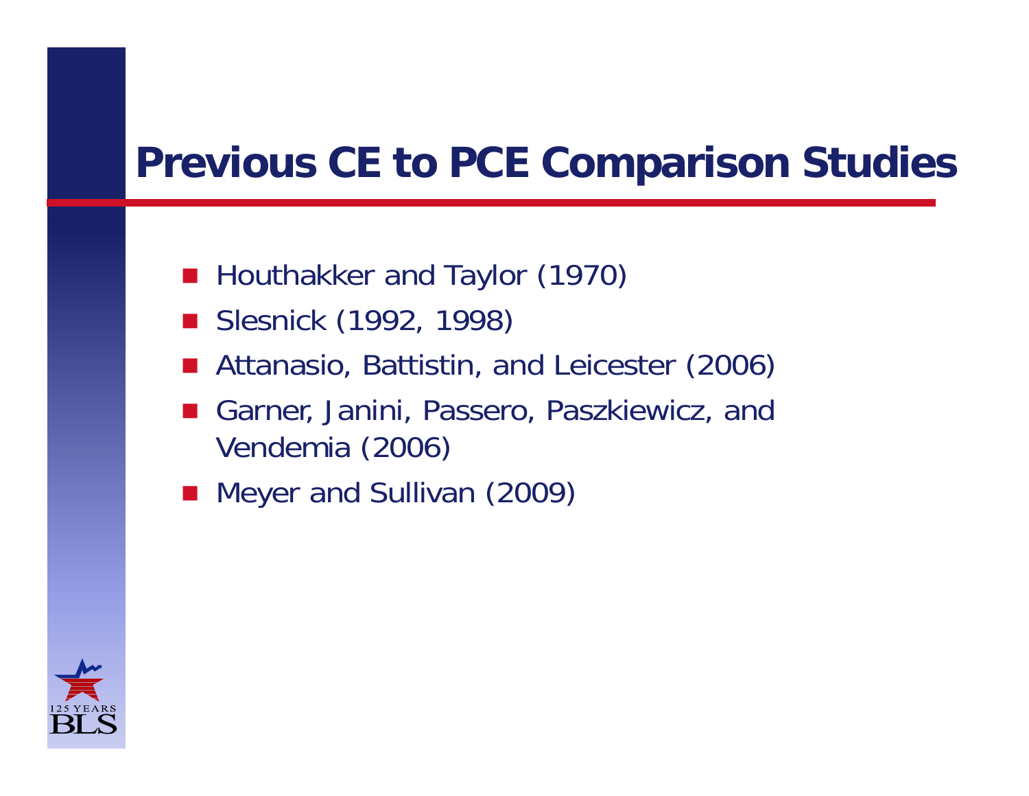# Previous CE to PCE Comparison Studies

- Houthakker and Taylor (1970)
- Slesnick (1992, 1998)
- Attanasio, Battistin, and Leicester (2006)
- Garner, Janini, Passero, Paszkiewicz, and Vendemia (2006)
- Meyer and Sullivan (2009)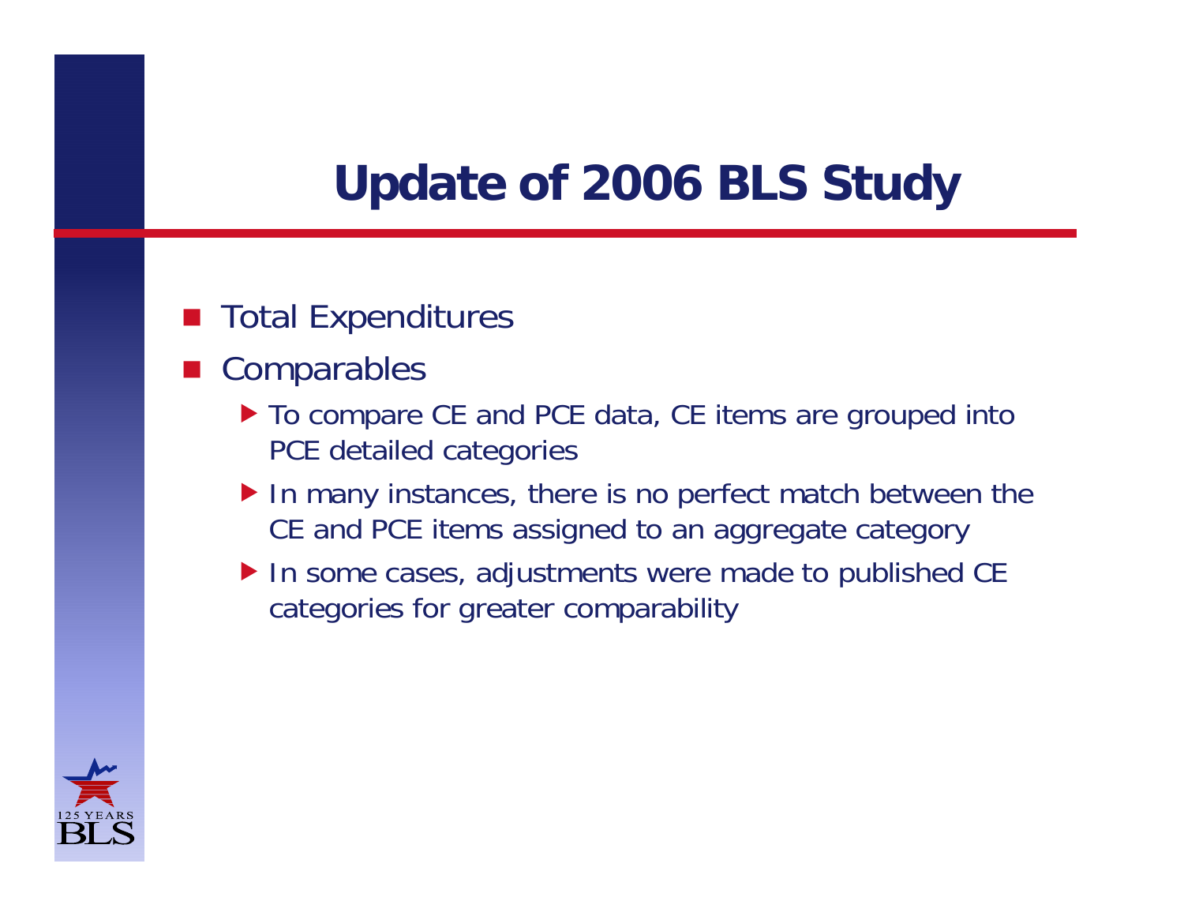# Update of 2006 BLS Study

- Total Expenditures
- Comparables
  - To compare CE and PCE data, CE items are grouped into PCE detailed categories
  - In many instances, there is no perfect match between the CE and PCE items assigned to an aggregate category
  - In some cases, adjustments were made to published CE categories for greater comparability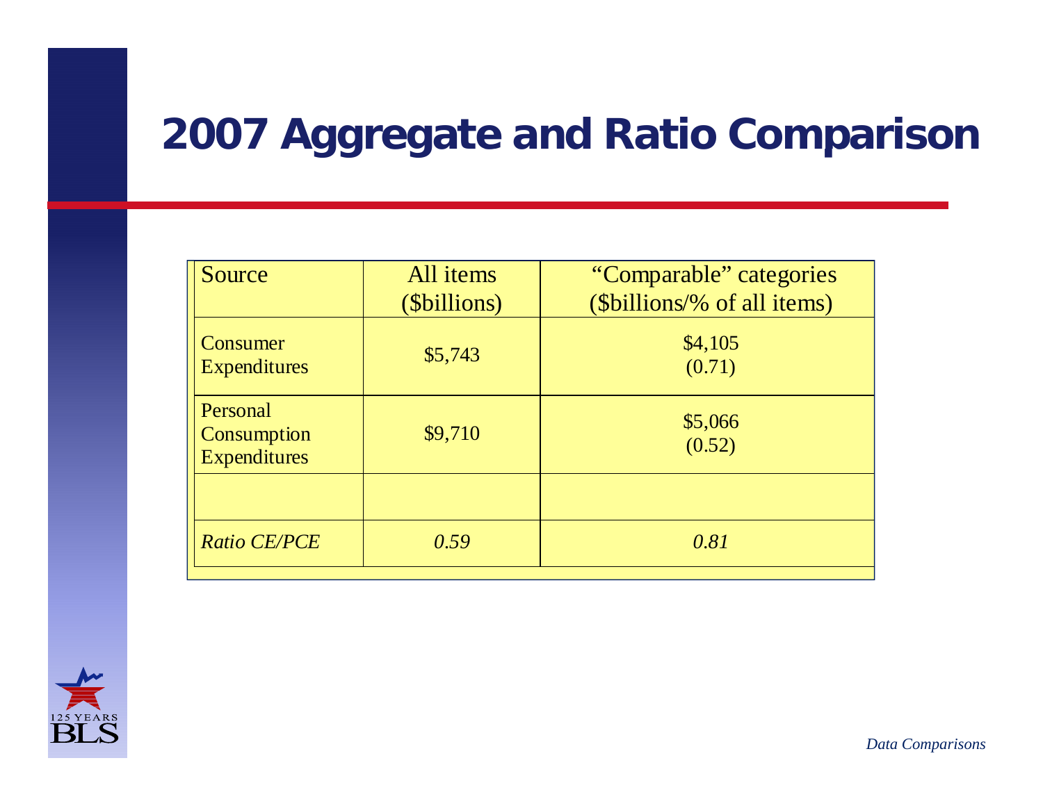# 2007 Aggregate and Ratio Comparison

| Source | All items ($billions) | "Comparable" categories ($billions/% of all items) |
|---|---|---|
| Consumer Expenditures | $5,743 | $4,105 (0.71) |
| Personal Consumption Expenditures | $9,710 | $5,066 (0.52) |
| | | |
| *Ratio CE/PCE* | *0.59* | *0.81* |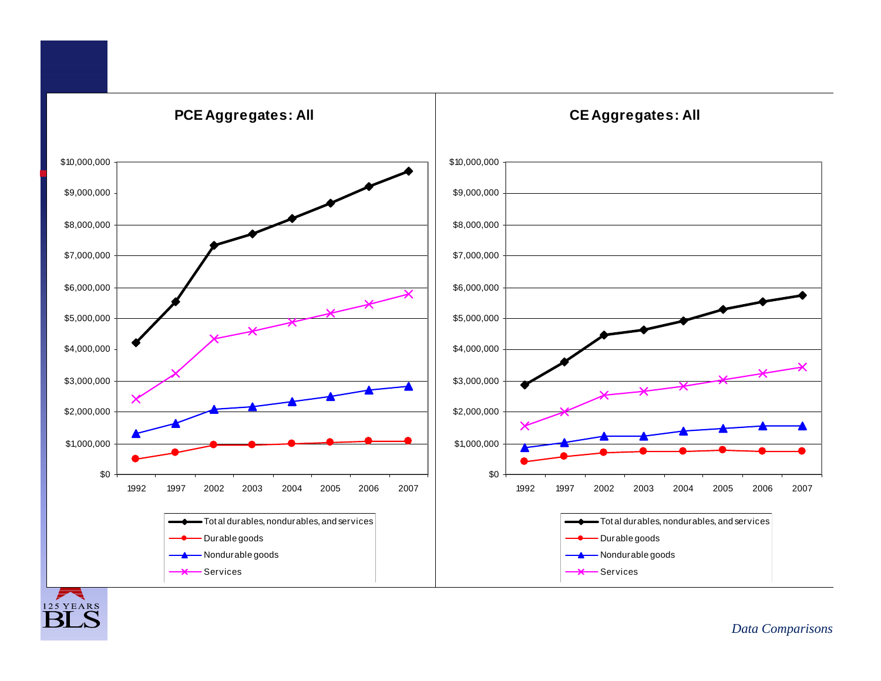## PCE Aggregates: All

## CE Aggregates: All

Legend (both charts):
- Total durables, nondurables, and services
- Durable goods
- Nondurable goods
- Services

Y-axis: $0 – $10,000,000

X-axis: 1992, 1997, 2002, 2003, 2004, 2005, 2006, 2007

*Data Comparisons*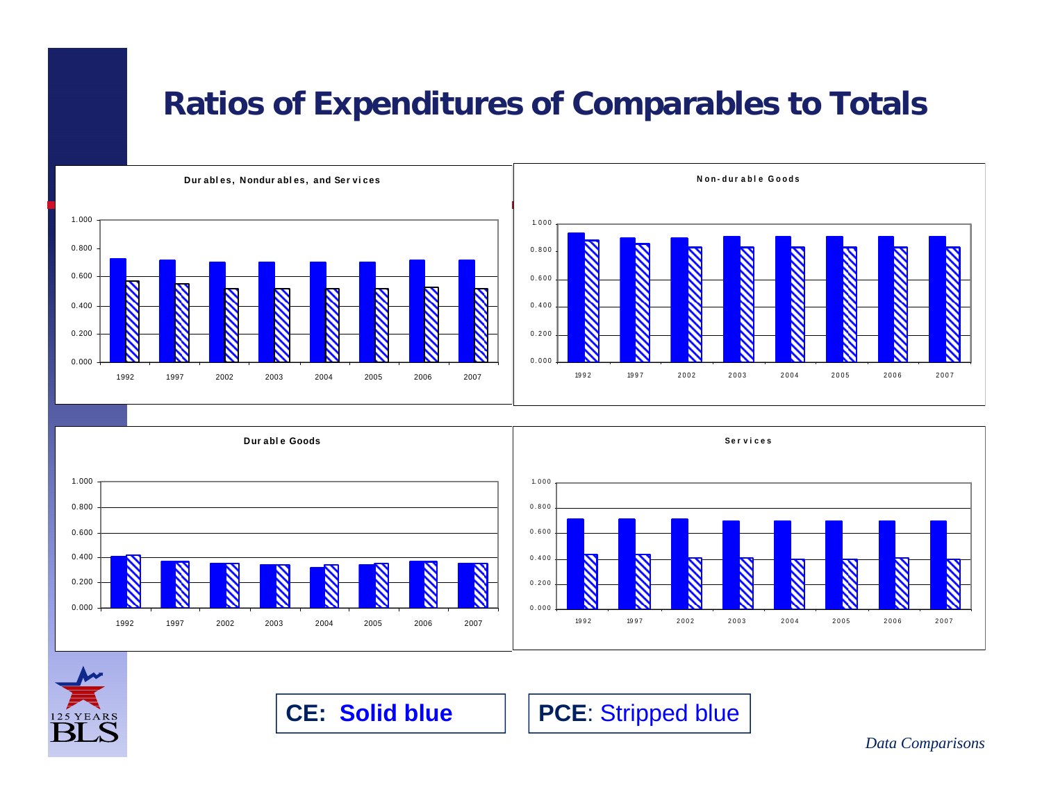# Ratios of Expenditures of Comparables to Totals

**Durables, Nondurables, and Services**

**Non-durable Goods**

**Durable Goods**

**Services**

**CE: Solid blue**

**PCE**: Stripped blue

*Data Comparisons*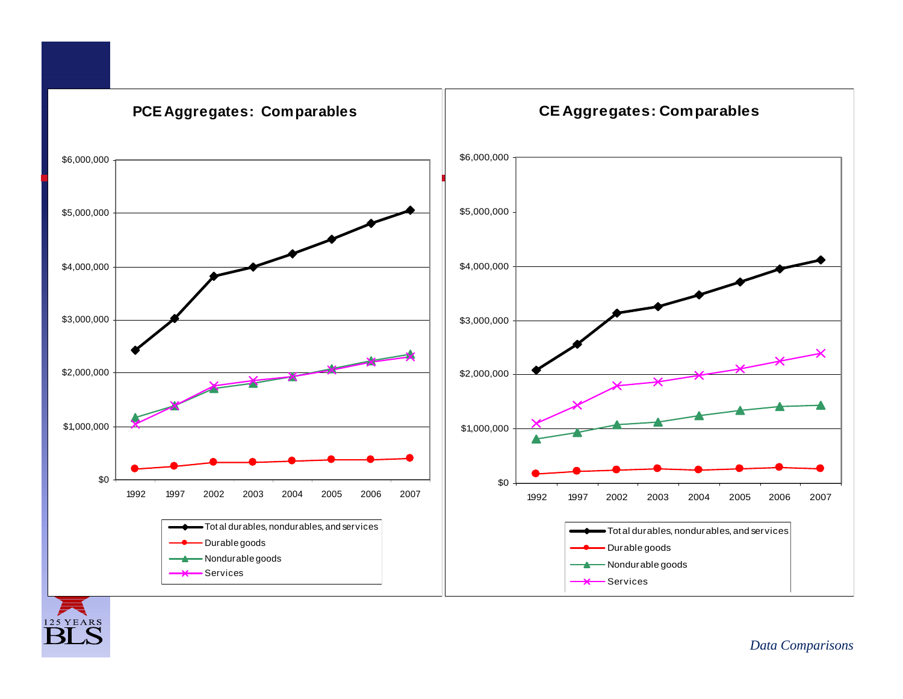## PCE Aggregates: Comparables

$6,000,000
$5,000,000
$4,000,000
$3,000,000
$2,000,000
$1,000,000
$0

1992 1997 2002 2003 2004 2005 2006 2007

- Total durables, nondurables, and services
- Durable goods
- Nondurable goods
- Services

## CE Aggregates: Comparables

$6,000,000
$5,000,000
$4,000,000
$3,000,000
$2,000,000
$1,000,000
$0

1992 1997 2002 2003 2004 2005 2006 2007

- Total durables, nondurables, and services
- Durable goods
- Nondurable goods
- Services

*Data Comparisons*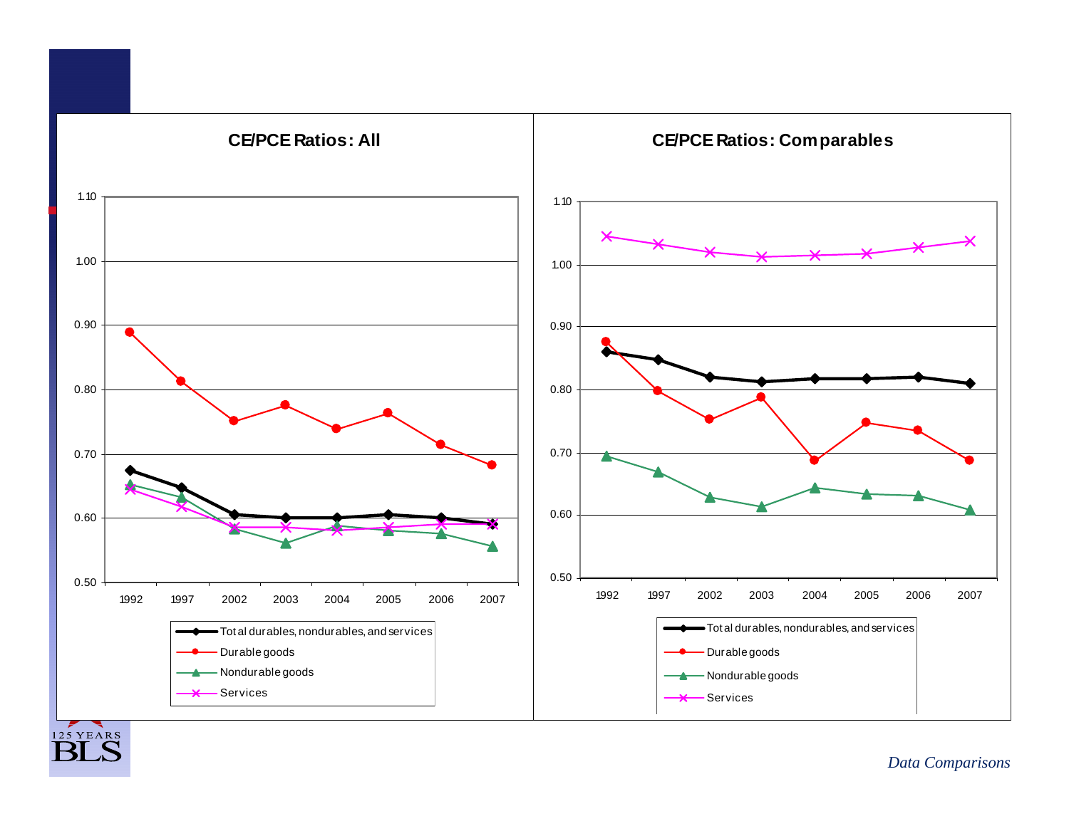## CE/PCE Ratios: All

| | 1992 | 1997 | 2002 | 2003 | 2004 | 2005 | 2006 | 2007 |
|---|---|---|---|---|---|---|---|---|
| Total durables, nondurables, and services | 0.67 | 0.65 | 0.61 | 0.60 | 0.60 | 0.61 | 0.60 | 0.59 |
| Durable goods | 0.89 | 0.81 | 0.75 | 0.78 | 0.74 | 0.76 | 0.72 | 0.68 |
| Nondurable goods | 0.65 | 0.63 | 0.58 | 0.56 | 0.59 | 0.58 | 0.58 | 0.56 |
| Services | 0.64 | 0.62 | 0.59 | 0.59 | 0.58 | 0.59 | 0.59 | 0.59 |

## CE/PCE Ratios: Comparables

| | 1992 | 1997 | 2002 | 2003 | 2004 | 2005 | 2006 | 2007 |
|---|---|---|---|---|---|---|---|---|
| Total durables, nondurables, and services | 0.86 | 0.85 | 0.82 | 0.81 | 0.82 | 0.82 | 0.82 | 0.81 |
| Durable goods | 0.88 | 0.80 | 0.75 | 0.79 | 0.69 | 0.75 | 0.74 | 0.69 |
| Nondurable goods | 0.70 | 0.67 | 0.63 | 0.61 | 0.64 | 0.63 | 0.63 | 0.61 |
| Services | 1.05 | 1.03 | 1.02 | 1.01 | 1.02 | 1.02 | 1.03 | 1.04 |

*Data Comparisons*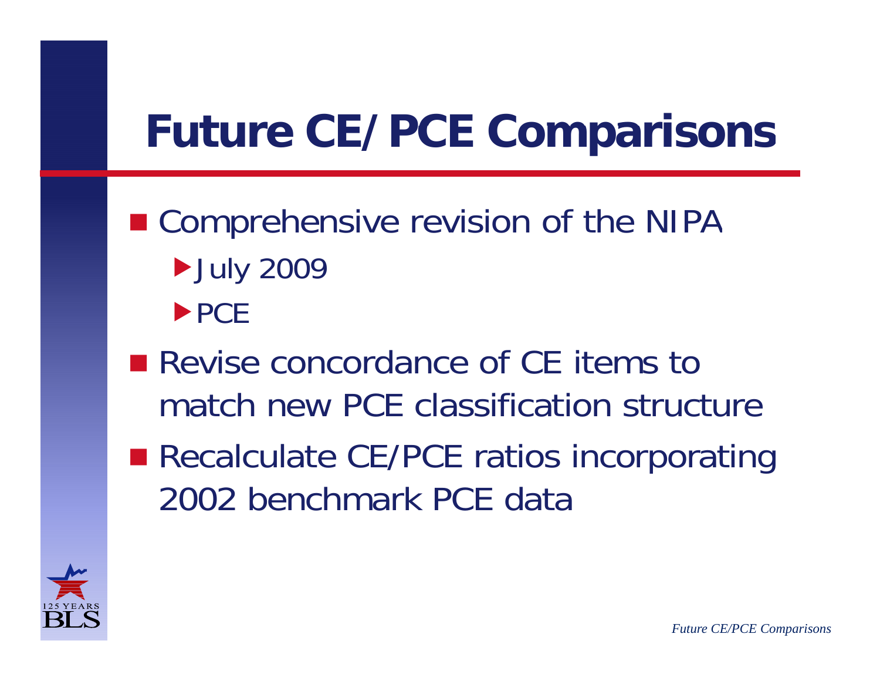# Future CE/PCE Comparisons

- Comprehensive revision of the NIPA
  - July 2009
  - PCE
- Revise concordance of CE items to match new PCE classification structure
- Recalculate CE/PCE ratios incorporating 2002 benchmark PCE data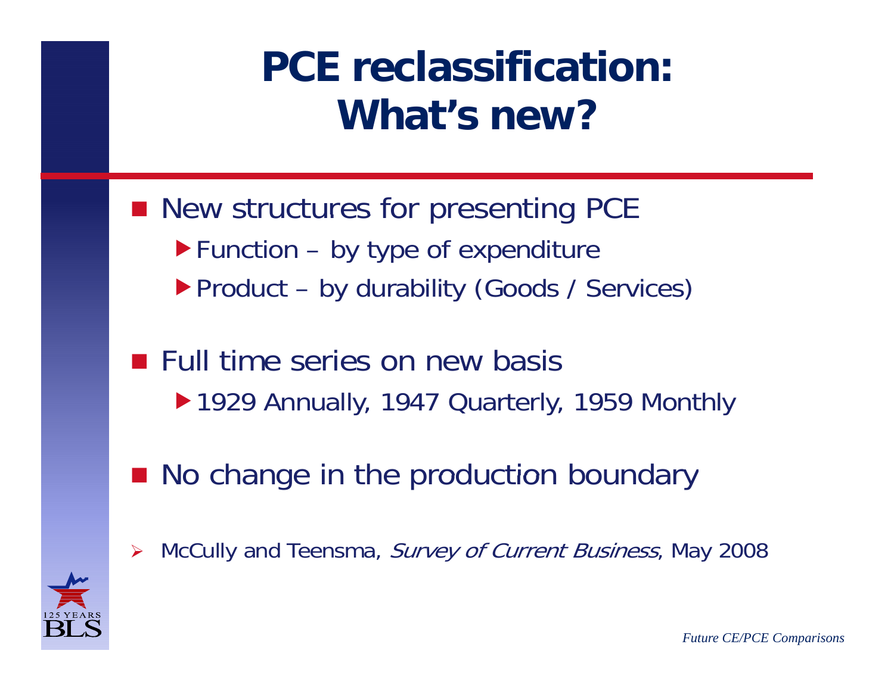# PCE reclassification: What's new?

- New structures for presenting PCE
  - Function – by type of expenditure
  - Product – by durability (Goods / Services)
- Full time series on new basis
  - 1929 Annually, 1947 Quarterly, 1959 Monthly
- No change in the production boundary

- McCully and Teensma, *Survey of Current Business*, May 2008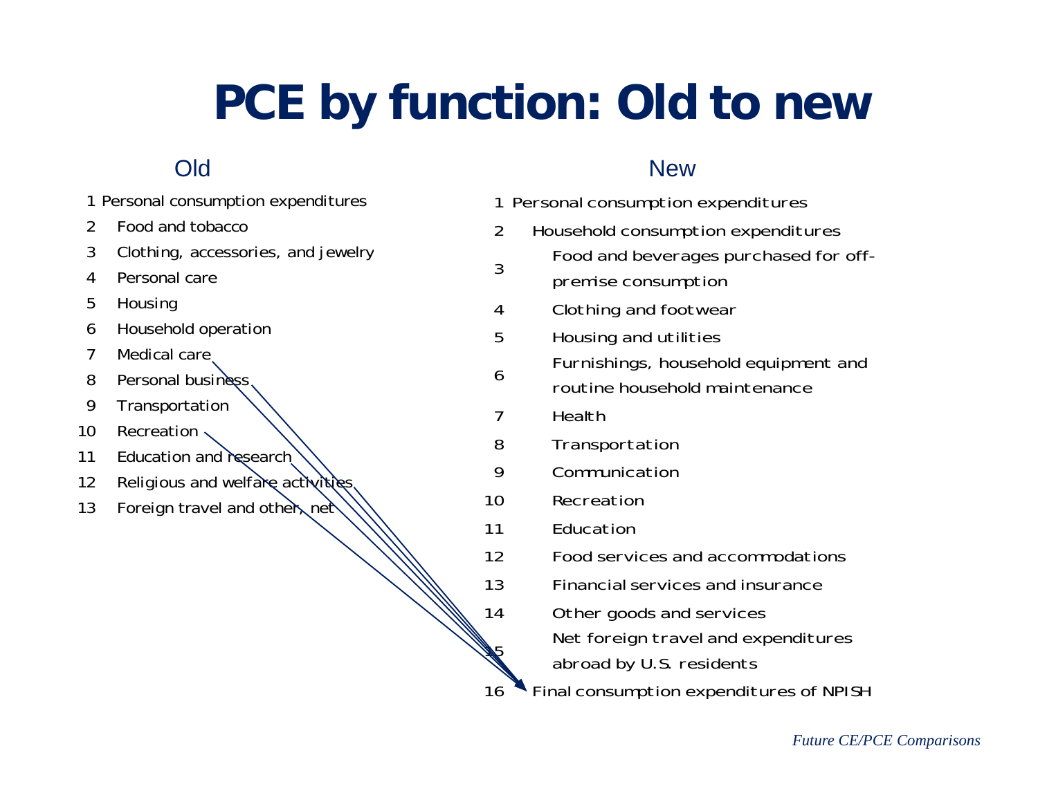# PCE by function: Old to new

## Old

1 Personal consumption expenditures
2 Food and tobacco
3 Clothing, accessories, and jewelry
4 Personal care
5 Housing
6 Household operation
7 Medical care
8 Personal business
9 Transportation
10 Recreation
11 Education and research
12 Religious and welfare activities
13 Foreign travel and other, net

## New

1 Personal consumption expenditures
2 Household consumption expenditures
3 Food and beverages purchased for off-premise consumption
4 Clothing and footwear
5 Housing and utilities
6 Furnishings, household equipment and routine household maintenance
7 Health
8 Transportation
9 Communication
10 Recreation
11 Education
12 Food services and accommodations
13 Financial services and insurance
14 Other goods and services
15 Net foreign travel and expenditures abroad by U.S. residents
16 Final consumption expenditures of NPISH

*Future CE/PCE Comparisons*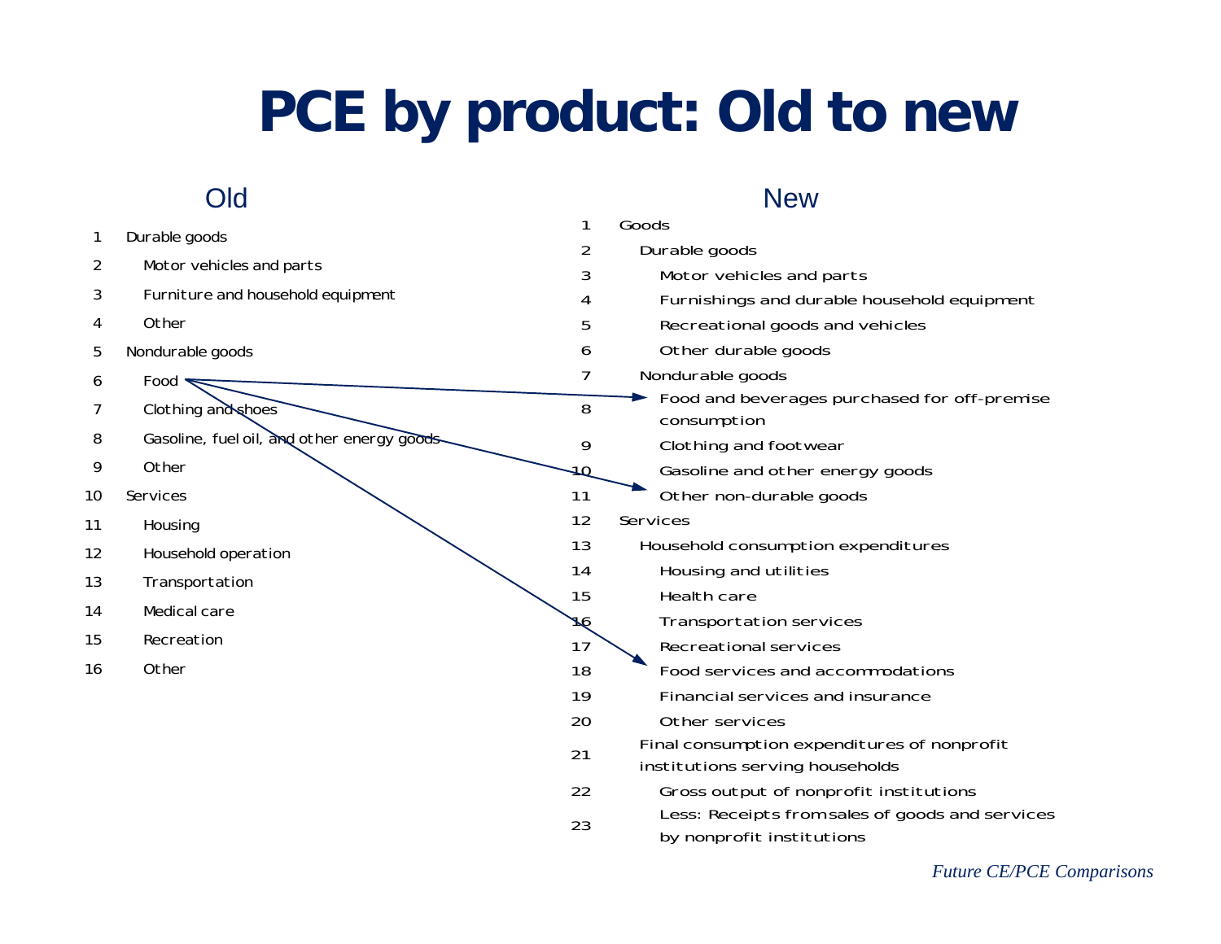# PCE by product: Old to new

## Old

1. Durable goods
2. Motor vehicles and parts
3. Furniture and household equipment
4. Other
5. Nondurable goods
6. Food
7. Clothing and shoes
8. Gasoline, fuel oil, and other energy goods
9. Other
10. Services
11. Housing
12. Household operation
13. Transportation
14. Medical care
15. Recreation
16. Other

## New

1. Goods
2. Durable goods
3. Motor vehicles and parts
4. Furnishings and durable household equipment
5. Recreational goods and vehicles
6. Other durable goods
7. Nondurable goods
8. Food and beverages purchased for off-premise consumption
9. Clothing and footwear
10. Gasoline and other energy goods
11. Other non-durable goods
12. Services
13. Household consumption expenditures
14. Housing and utilities
15. Health care
16. Transportation services
17. Recreational services
18. Food services and accommodations
19. Financial services and insurance
20. Other services
21. Final consumption expenditures of nonprofit institutions serving households
22. Gross output of nonprofit institutions
23. Less: Receipts from sales of goods and services by nonprofit institutions

Old line 6 (Food) maps to new lines 8 (Food and beverages purchased for off-premise consumption), 11 (Other non-durable goods), and 18 (Food services and accommodations).

*Future CE/PCE Comparisons*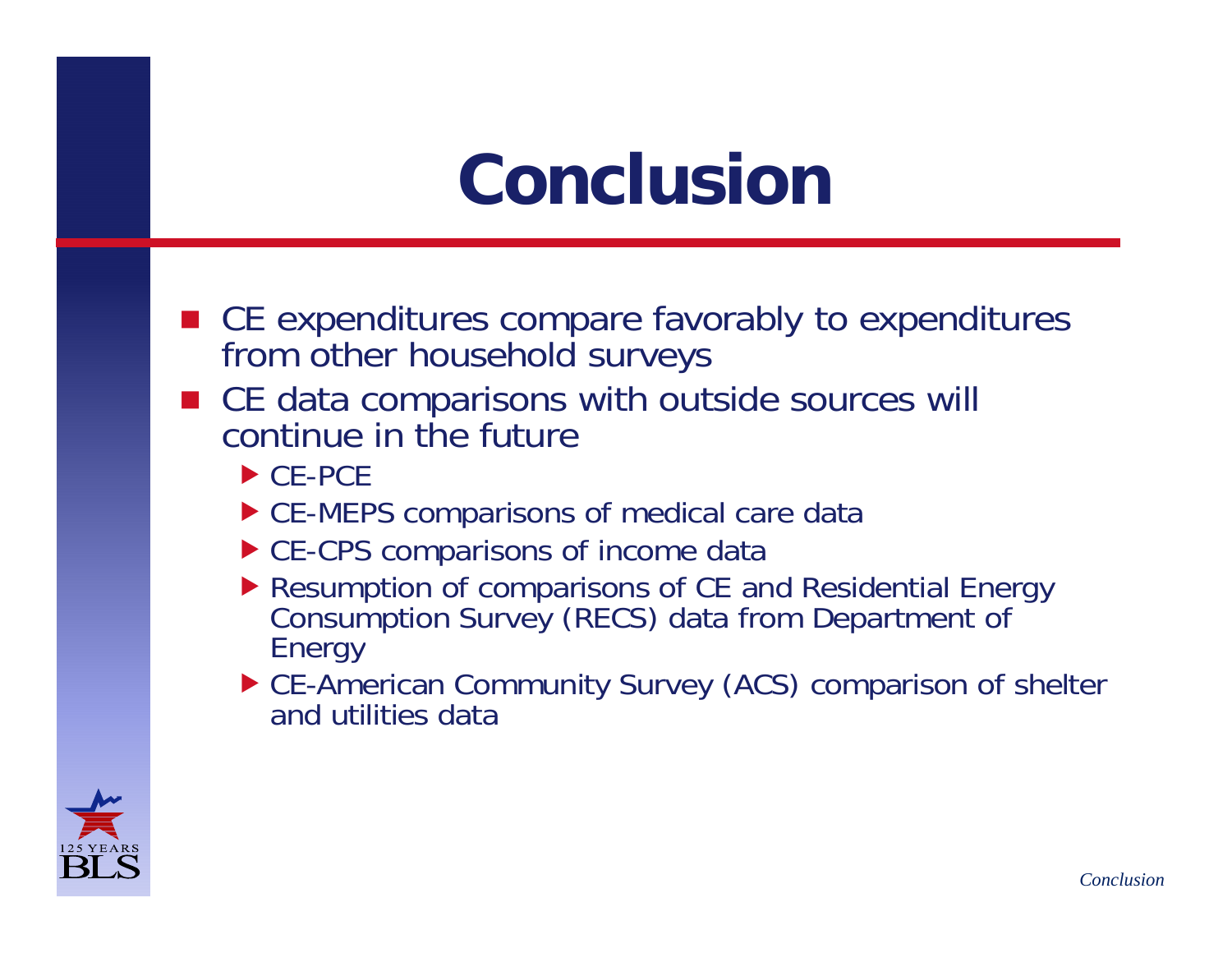# Conclusion

- CE expenditures compare favorably to expenditures from other household surveys
- CE data comparisons with outside sources will continue in the future
  - CE-PCE
  - CE-MEPS comparisons of medical care data
  - CE-CPS comparisons of income data
  - Resumption of comparisons of CE and Residential Energy Consumption Survey (RECS) data from Department of Energy
  - CE-American Community Survey (ACS) comparison of shelter and utilities data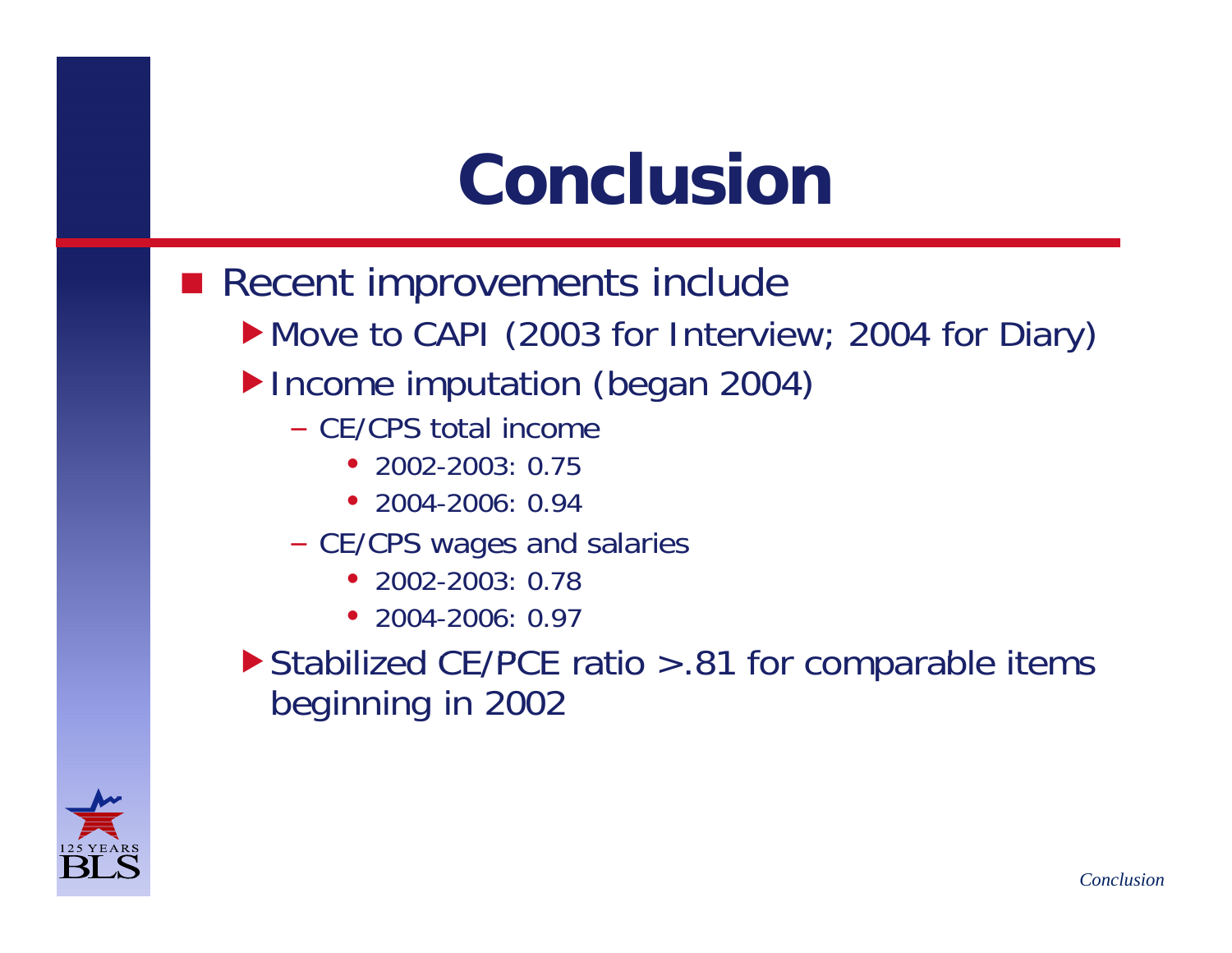# Conclusion

- Recent improvements include
  - Move to CAPI (2003 for Interview; 2004 for Diary)
  - Income imputation (began 2004)
    - CE/CPS total income
      - 2002-2003: 0.75
      - 2004-2006: 0.94
    - CE/CPS wages and salaries
      - 2002-2003: 0.78
      - 2004-2006: 0.97
  - Stabilized CE/PCE ratio >.81 for comparable items beginning in 2002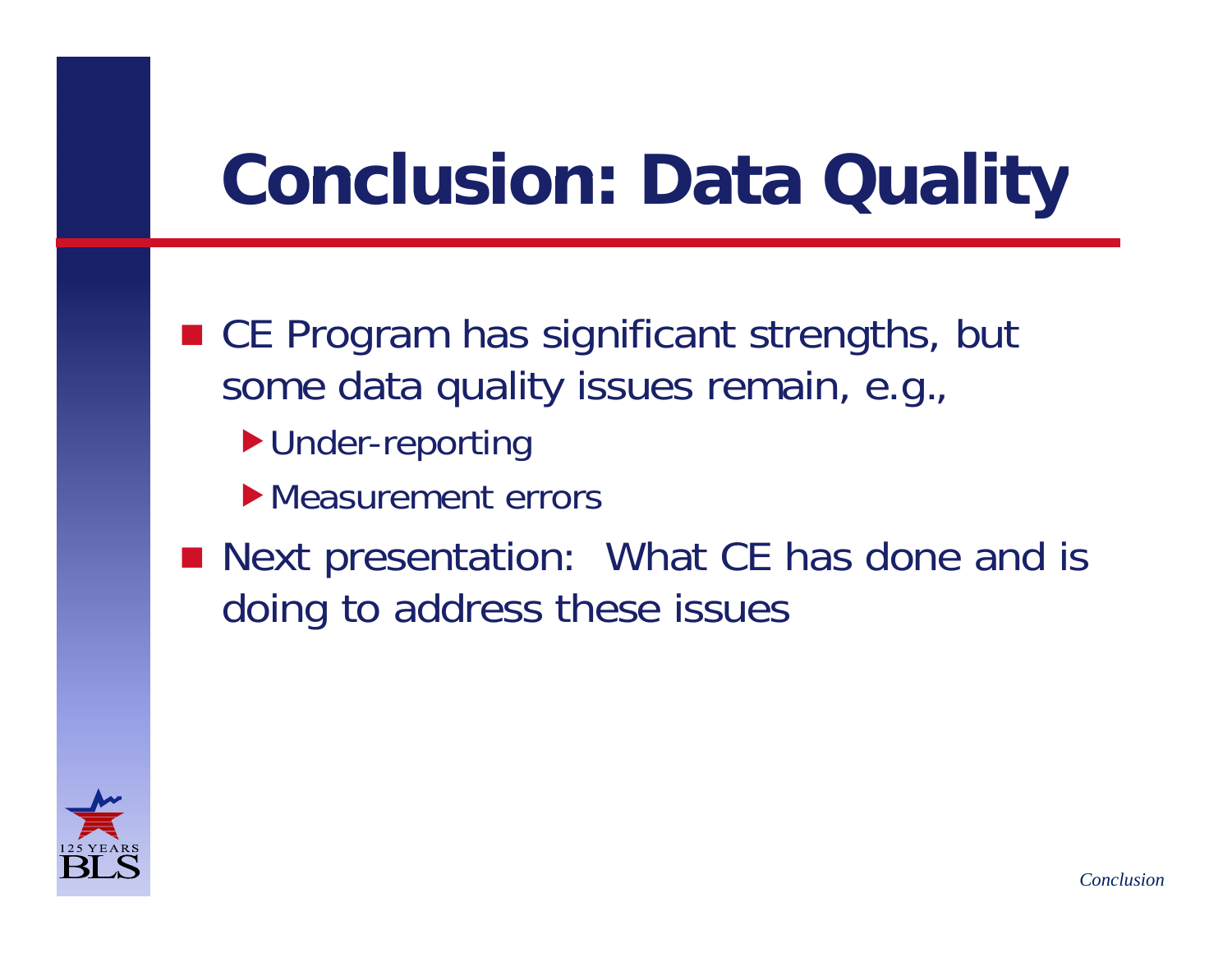# Conclusion: Data Quality

- CE Program has significant strengths, but some data quality issues remain, e.g.,
  - Under-reporting
  - Measurement errors
- Next presentation: What CE has done and is doing to address these issues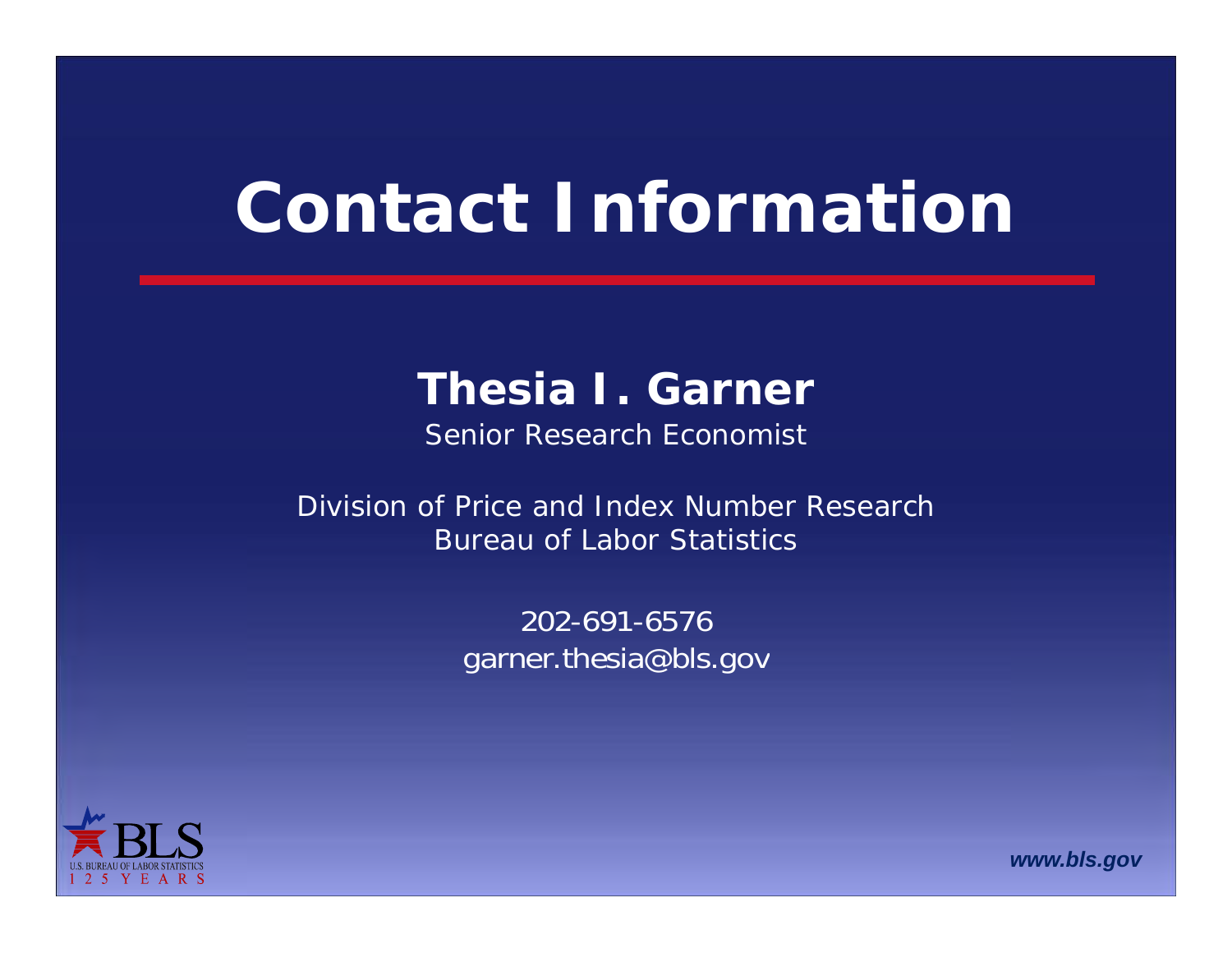# Contact Information

**Thesia I. Garner**

Senior Research Economist

Division of Price and Index Number Research
Bureau of Labor Statistics

202-691-6576
garner.thesia@bls.gov